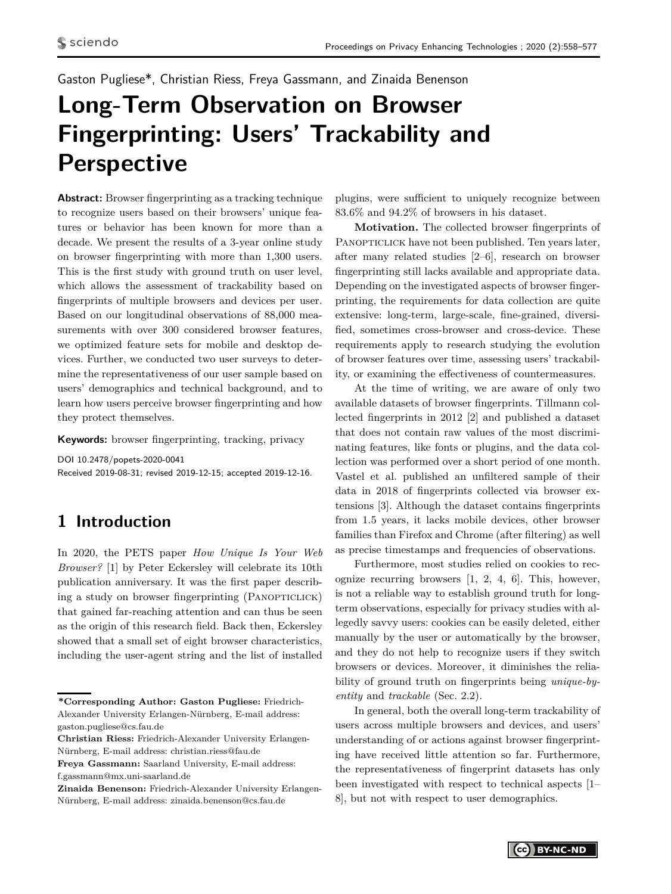Gaston Pugliese*, Christian Riess, Freya Gassmann, and Zinaida Benenson

# Long-Term Observation on Browser Fingerprinting: Users' Trackability and Perspective

**Abstract:** Browser fingerprinting as a tracking technique to recognize users based on their browsers' unique features or behavior has been known for more than a decade. We present the results of a 3-year online study on browser fingerprinting with more than 1,300 users. This is the first study with ground truth on user level, which allows the assessment of trackability based on fingerprints of multiple browsers and devices per user. Based on our longitudinal observations of 88,000 measurements with over 300 considered browser features, we optimized feature sets for mobile and desktop devices. Further, we conducted two user surveys to determine the representativeness of our user sample based on users' demographics and technical background, and to learn how users perceive browser fingerprinting and how they protect themselves.

**Keywords:** browser fingerprinting, tracking, privacy

DOI 10.2478/popets-2020-0041
Received 2019-08-31; revised 2019-12-15; accepted 2019-12-16.

## 1 Introduction

In 2020, the PETS paper *How Unique Is Your Web Browser?* [1] by Peter Eckersley will celebrate its 10th publication anniversary. It was the first paper describing a study on browser fingerprinting (Panopticlick) that gained far-reaching attention and can thus be seen as the origin of this research field. Back then, Eckersley showed that a small set of eight browser characteristics, including the user-agent string and the list of installed plugins, were sufficient to uniquely recognize between 83.6% and 94.2% of browsers in his dataset.

**Motivation.** The collected browser fingerprints of Panopticlick have not been published. Ten years later, after many related studies [2–6], research on browser fingerprinting still lacks available and appropriate data. Depending on the investigated aspects of browser fingerprinting, the requirements for data collection are quite extensive: long-term, large-scale, fine-grained, diversified, sometimes cross-browser and cross-device. These requirements apply to research studying the evolution of browser features over time, assessing users' trackability, or examining the effectiveness of countermeasures.

At the time of writing, we are aware of only two available datasets of browser fingerprints. Tillmann collected fingerprints in 2012 [2] and published a dataset that does not contain raw values of the most discriminating features, like fonts or plugins, and the data collection was performed over a short period of one month. Vastel et al. published an unfiltered sample of their data in 2018 of fingerprints collected via browser extensions [3]. Although the dataset contains fingerprints from 1.5 years, it lacks mobile devices, other browser families than Firefox and Chrome (after filtering) as well as precise timestamps and frequencies of observations.

Furthermore, most studies relied on cookies to recognize recurring browsers [1, 2, 4, 6]. This, however, is not a reliable way to establish ground truth for long-term observations, especially for privacy studies with allegedly savvy users: cookies can be easily deleted, either manually by the user or automatically by the browser, and they do not help to recognize users if they switch browsers or devices. Moreover, it diminishes the reliability of ground truth on fingerprints being *unique-by-entity* and *trackable* (Sec. 2.2).

In general, both the overall long-term trackability of users across multiple browsers and devices, and users' understanding of or actions against browser fingerprinting have received little attention so far. Furthermore, the representativeness of fingerprint datasets has only been investigated with respect to technical aspects [1–8], but not with respect to user demographics.

---

**\*Corresponding Author: Gaston Pugliese:** Friedrich-Alexander University Erlangen-Nürnberg, E-mail address: gaston.pugliese@cs.fau.de
**Christian Riess:** Friedrich-Alexander University Erlangen-Nürnberg, E-mail address: christian.riess@fau.de
**Freya Gassmann:** Saarland University, E-mail address: f.gassmann@mx.uni-saarland.de
**Zinaida Benenson:** Friedrich-Alexander University Erlangen-Nürnberg, E-mail address: zinaida.benenson@cs.fau.de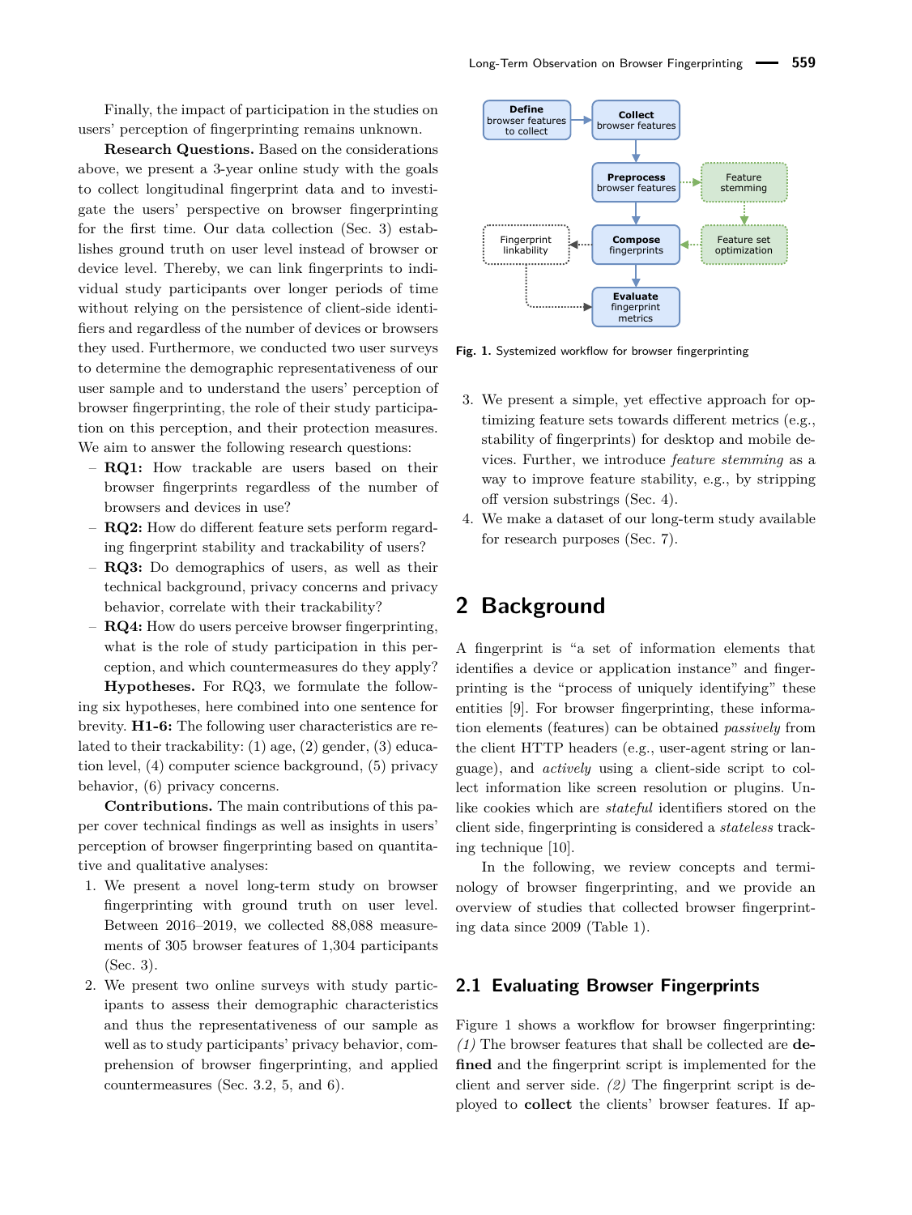Finally, the impact of participation in the studies on users' perception of fingerprinting remains unknown.

**Research Questions.** Based on the considerations above, we present a 3-year online study with the goals to collect longitudinal fingerprint data and to investigate the users' perspective on browser fingerprinting for the first time. Our data collection (Sec. 3) establishes ground truth on user level instead of browser or device level. Thereby, we can link fingerprints to individual study participants over longer periods of time without relying on the persistence of client-side identifiers and regardless of the number of devices or browsers they used. Furthermore, we conducted two user surveys to determine the demographic representativeness of our user sample and to understand the users' perception of browser fingerprinting, the role of their study participation on this perception, and their protection measures. We aim to answer the following research questions:

- **RQ1:** How trackable are users based on their browser fingerprints regardless of the number of browsers and devices in use?
- **RQ2:** How do different feature sets perform regarding fingerprint stability and trackability of users?
- **RQ3:** Do demographics of users, as well as their technical background, privacy concerns and privacy behavior, correlate with their trackability?
- **RQ4:** How do users perceive browser fingerprinting, what is the role of study participation in this perception, and which countermeasures do they apply?

**Hypotheses.** For RQ3, we formulate the following six hypotheses, here combined into one sentence for brevity. **H1-6:** The following user characteristics are related to their trackability: (1) age, (2) gender, (3) education level, (4) computer science background, (5) privacy behavior, (6) privacy concerns.

**Contributions.** The main contributions of this paper cover technical findings as well as insights in users' perception of browser fingerprinting based on quantitative and qualitative analyses:

1. We present a novel long-term study on browser fingerprinting with ground truth on user level. Between 2016–2019, we collected 88,088 measurements of 305 browser features of 1,304 participants (Sec. 3).
2. We present two online surveys with study participants to assess their demographic characteristics and thus the representativeness of our sample as well as to study participants' privacy behavior, comprehension of browser fingerprinting, and applied countermeasures (Sec. 3.2, 5, and 6).
3. We present a simple, yet effective approach for optimizing feature sets towards different metrics (e.g., stability of fingerprints) for desktop and mobile devices. Further, we introduce *feature stemming* as a way to improve feature stability, e.g., by stripping off version substrings (Sec. 4).
4. We make a dataset of our long-term study available for research purposes (Sec. 7).

Define browser features to collect → Collect browser features → Preprocess browser features ⇢ Feature stemming ⇢ Feature set optimization ⇢ Compose fingerprints ⇢ Fingerprint linkability ⇢ Evaluate fingerprint metrics

**Fig. 1.** Systemized workflow for browser fingerprinting

# 2 Background

A fingerprint is "a set of information elements that identifies a device or application instance" and fingerprinting is the "process of uniquely identifying" these entities [9]. For browser fingerprinting, these information elements (features) can be obtained *passively* from the client HTTP headers (e.g., user-agent string or language), and *actively* using a client-side script to collect information like screen resolution or plugins. Unlike cookies which are *stateful* identifiers stored on the client side, fingerprinting is considered a *stateless* tracking technique [10].

In the following, we review concepts and terminology of browser fingerprinting, and we provide an overview of studies that collected browser fingerprinting data since 2009 (Table 1).

## 2.1 Evaluating Browser Fingerprints

Figure 1 shows a workflow for browser fingerprinting: *(1)* The browser features that shall be collected are **defined** and the fingerprint script is implemented for the client and server side. *(2)* The fingerprint script is deployed to **collect** the clients' browser features. If ap-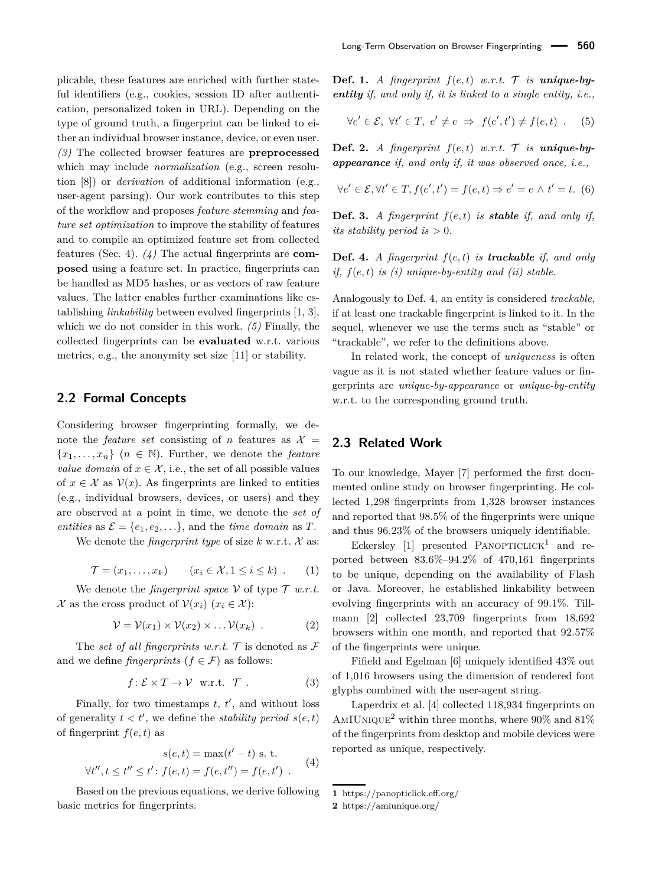plicable, these features are enriched with further stateful identifiers (e.g., cookies, session ID after authentication, personalized token in URL). Depending on the type of ground truth, a fingerprint can be linked to either an individual browser instance, device, or even user. *(3)* The collected browser features are **preprocessed** which may include *normalization* (e.g., screen resolution [8]) or *derivation* of additional information (e.g., user-agent parsing). Our work contributes to this step of the workflow and proposes *feature stemming* and *feature set optimization* to improve the stability of features and to compile an optimized feature set from collected features (Sec. 4). *(4)* The actual fingerprints are **composed** using a feature set. In practice, fingerprints can be handled as MD5 hashes, or as vectors of raw feature values. The latter enables further examinations like establishing *linkability* between evolved fingerprints [1, 3], which we do not consider in this work. *(5)* Finally, the collected fingerprints can be **evaluated** w.r.t. various metrics, e.g., the anonymity set size [11] or stability.

## 2.2 Formal Concepts

Considering browser fingerprinting formally, we denote the *feature set* consisting of $n$ features as $\mathcal{X} = \{x_1, \ldots, x_n\}$ $(n \in \mathbb{N})$. Further, we denote the *feature value domain* of $x \in \mathcal{X}$, i.e., the set of all possible values of $x \in \mathcal{X}$ as $\mathcal{V}(x)$. As fingerprints are linked to entities (e.g., individual browsers, devices, or users) and they are observed at a point in time, we denote the *set of entities* as $\mathcal{E} = \{e_1, e_2, \ldots\}$, and the *time domain* as $T$.

We denote the *fingerprint type* of size $k$ w.r.t. $\mathcal{X}$ as:

$$\mathcal{T} = (x_1, \ldots, x_k) \qquad (x_i \in \mathcal{X}, 1 \leq i \leq k) \ . \tag{1}$$

We denote the *fingerprint space* $\mathcal{V}$ of type $\mathcal{T}$ *w.r.t.* $\mathcal{X}$ as the cross product of $\mathcal{V}(x_i)$ $(x_i \in \mathcal{X})$:

$$\mathcal{V} = \mathcal{V}(x_1) \times \mathcal{V}(x_2) \times \ldots \mathcal{V}(x_k) \ . \tag{2}$$

The *set of all fingerprints w.r.t.* $\mathcal{T}$ is denoted as $\mathcal{F}$ and we define *fingerprints* $(f \in \mathcal{F})$ as follows:

$$f \colon \mathcal{E} \times T \rightarrow \mathcal{V} \ \text{ w.r.t. } \ \mathcal{T} \ . \tag{3}$$

Finally, for two timestamps $t$, $t'$, and without loss of generality $t < t'$, we define the *stability period* $s(e, t)$ of fingerprint $f(e, t)$ as

$$\begin{aligned} s(e,t) &= \max(t' - t) \text{ s. t.} \\ \forall t'', t \leq t'' \leq t' &\colon f(e,t) = f(e,t'') = f(e,t') \ . \end{aligned} \tag{4}$$

Based on the previous equations, we derive following basic metrics for fingerprints.

**Def. 1.** *A fingerprint $f(e,t)$ w.r.t. $\mathcal{T}$ is **unique-by-entity** if, and only if, it is linked to a single entity, i.e.,*

$$\forall e' \in \mathcal{E}, \ \forall t' \in T, \ e' \neq e \ \Rightarrow \ f(e', t') \neq f(e, t) \ . \tag{5}$$

**Def. 2.** *A fingerprint $f(e,t)$ w.r.t. $\mathcal{T}$ is **unique-by-appearance** if, and only if, it was observed once, i.e.,*

$$\forall e' \in \mathcal{E}, \forall t' \in T, f(e', t') = f(e, t) \Rightarrow e' = e \wedge t' = t. \tag{6}$$

**Def. 3.** *A fingerprint $f(e,t)$ is **stable** if, and only if, its stability period is $> 0$.*

**Def. 4.** *A fingerprint $f(e,t)$ is **trackable** if, and only if, $f(e,t)$ is (i) unique-by-entity and (ii) stable.*

Analogously to Def. 4, an entity is considered *trackable*, if at least one trackable fingerprint is linked to it. In the sequel, whenever we use the terms such as "stable" or "trackable", we refer to the definitions above.

In related work, the concept of *uniqueness* is often vague as it is not stated whether feature values or fingerprints are *unique-by-appearance* or *unique-by-entity* w.r.t. to the corresponding ground truth.

## 2.3 Related Work

To our knowledge, Mayer [7] performed the first documented online study on browser fingerprinting. He collected 1,298 fingerprints from 1,328 browser instances and reported that 98.5% of the fingerprints were unique and thus 96.23% of the browsers uniquely identifiable.

Eckersley [1] presented PANOPTICLICK[1] and reported between 83.6%–94.2% of 470,161 fingerprints to be unique, depending on the availability of Flash or Java. Moreover, he established linkability between evolving fingerprints with an accuracy of 99.1%. Tillmann [2] collected 23,709 fingerprints from 18,692 browsers within one month, and reported that 92.57% of the fingerprints were unique.

Fifield and Egelman [6] uniquely identified 43% out of 1,016 browsers using the dimension of rendered font glyphs combined with the user-agent string.

Laperdrix et al. [4] collected 118,934 fingerprints on AMIUNIQUE[2] within three months, where 90% and 81% of the fingerprints from desktop and mobile devices were reported as unique, respectively.

1 https://panopticlick.eff.org/

2 https://amiunique.org/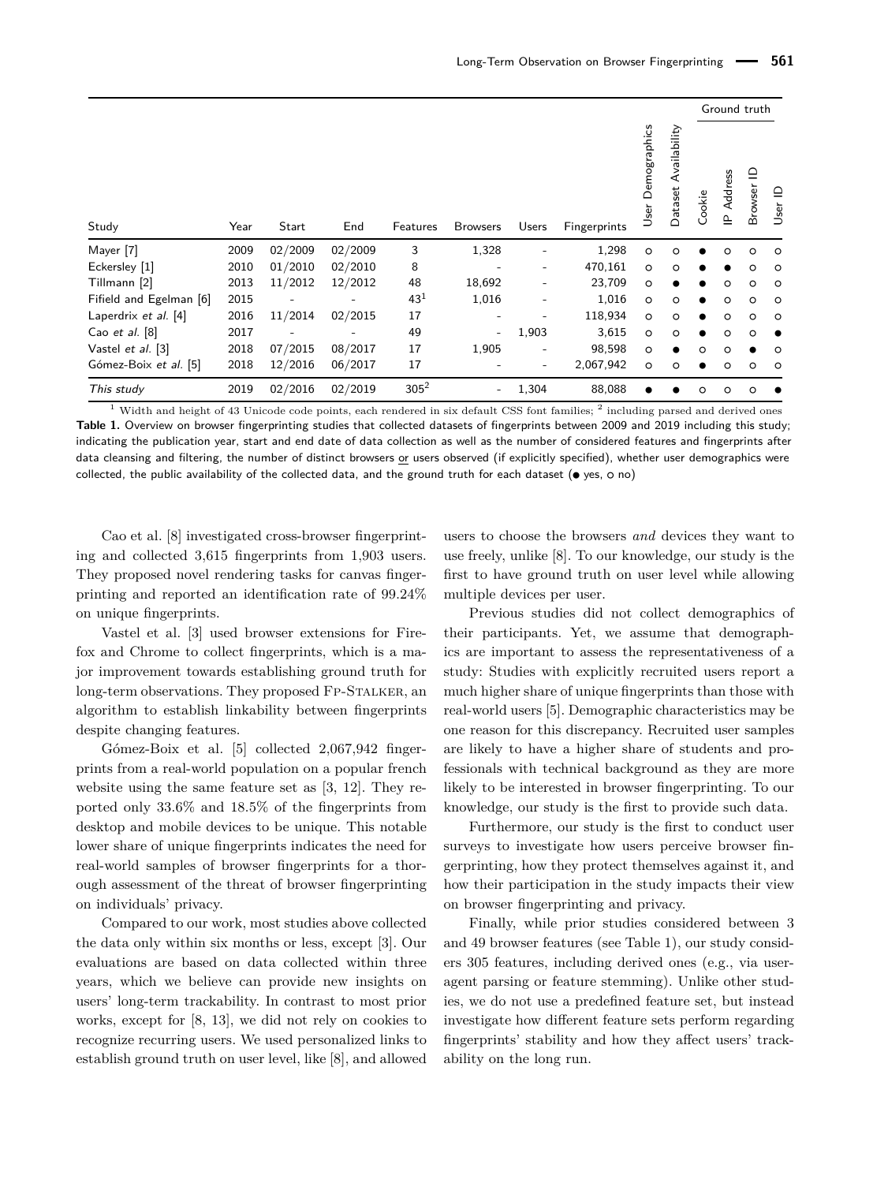| Study | Year | Start | End | Features | Browsers | Users | Fingerprints | User Demographics | Dataset Availability | Ground truth | | | |
|---|---|---|---|---|---|---|---|---|---|---|---|---|---|
| | | | | | | | | | | Cookie | IP Address | Browser ID | User ID |
| Mayer [7] | 2009 | 02/2009 | 02/2009 | 3 | 1,328 | - | 1,298 | ○ | ○ | ● | ○ | ○ | ○ |
| Eckersley [1] | 2010 | 01/2010 | 02/2010 | 8 | - | - | 470,161 | ○ | ○ | ● | ● | ○ | ○ |
| Tillmann [2] | 2013 | 11/2012 | 12/2012 | 48 | 18,692 | - | 23,709 | ○ | ● | ● | ○ | ○ | ○ |
| Fifield and Egelman [6] | 2015 | - | - | 43[1] | 1,016 | - | 1,016 | ○ | ○ | ● | ○ | ○ | ○ |
| Laperdrix *et al.* [4] | 2016 | 11/2014 | 02/2015 | 17 | - | - | 118,934 | ○ | ○ | ● | ○ | ○ | ○ |
| Cao *et al.* [8] | 2017 | - | - | 49 | - | 1,903 | 3,615 | ○ | ○ | ● | ○ | ○ | ● |
| Vastel *et al.* [3] | 2018 | 07/2015 | 08/2017 | 17 | 1,905 | - | 98,598 | ○ | ● | ○ | ○ | ● | ○ |
| Gómez-Boix *et al.* [5] | 2018 | 12/2016 | 06/2017 | 17 | - | - | 2,067,942 | ○ | ○ | ● | ○ | ○ | ○ |
| *This study* | 2019 | 02/2016 | 02/2019 | 305[2] | - | 1,304 | 88,088 | ● | ● | ○ | ○ | ○ | ● |

[1] Width and height of 43 Unicode code points, each rendered in six default CSS font families; [2] including parsed and derived ones

**Table 1.** Overview on browser fingerprinting studies that collected datasets of fingerprints between 2009 and 2019 including this study; indicating the publication year, start and end date of data collection as well as the number of considered features and fingerprints after data cleansing and filtering, the number of distinct browsers or users observed (if explicitly specified), whether user demographics were collected, the public availability of the collected data, and the ground truth for each dataset (● yes, ○ no)

Cao et al. [8] investigated cross-browser fingerprinting and collected 3,615 fingerprints from 1,903 users. They proposed novel rendering tasks for canvas fingerprinting and reported an identification rate of 99.24% on unique fingerprints.

Vastel et al. [3] used browser extensions for Firefox and Chrome to collect fingerprints, which is a major improvement towards establishing ground truth for long-term observations. They proposed Fp-Stalker, an algorithm to establish linkability between fingerprints despite changing features.

Gómez-Boix et al. [5] collected 2,067,942 fingerprints from a real-world population on a popular french website using the same feature set as [3, 12]. They reported only 33.6% and 18.5% of the fingerprints from desktop and mobile devices to be unique. This notable lower share of unique fingerprints indicates the need for real-world samples of browser fingerprints for a thorough assessment of the threat of browser fingerprinting on individuals' privacy.

Compared to our work, most studies above collected the data only within six months or less, except [3]. Our evaluations are based on data collected within three years, which we believe can provide new insights on users' long-term trackability. In contrast to most prior works, except for [8, 13], we did not rely on cookies to recognize recurring users. We used personalized links to establish ground truth on user level, like [8], and allowed users to choose the browsers *and* devices they want to use freely, unlike [8]. To our knowledge, our study is the first to have ground truth on user level while allowing multiple devices per user.

Previous studies did not collect demographics of their participants. Yet, we assume that demographics are important to assess the representativeness of a study: Studies with explicitly recruited users report a much higher share of unique fingerprints than those with real-world users [5]. Demographic characteristics may be one reason for this discrepancy. Recruited user samples are likely to have a higher share of students and professionals with technical background as they are more likely to be interested in browser fingerprinting. To our knowledge, our study is the first to provide such data.

Furthermore, our study is the first to conduct user surveys to investigate how users perceive browser fingerprinting, how they protect themselves against it, and how their participation in the study impacts their view on browser fingerprinting and privacy.

Finally, while prior studies considered between 3 and 49 browser features (see Table 1), our study considers 305 features, including derived ones (e.g., via user-agent parsing or feature stemming). Unlike other studies, we do not use a predefined feature set, but instead investigate how different feature sets perform regarding fingerprints' stability and how they affect users' trackability on the long run.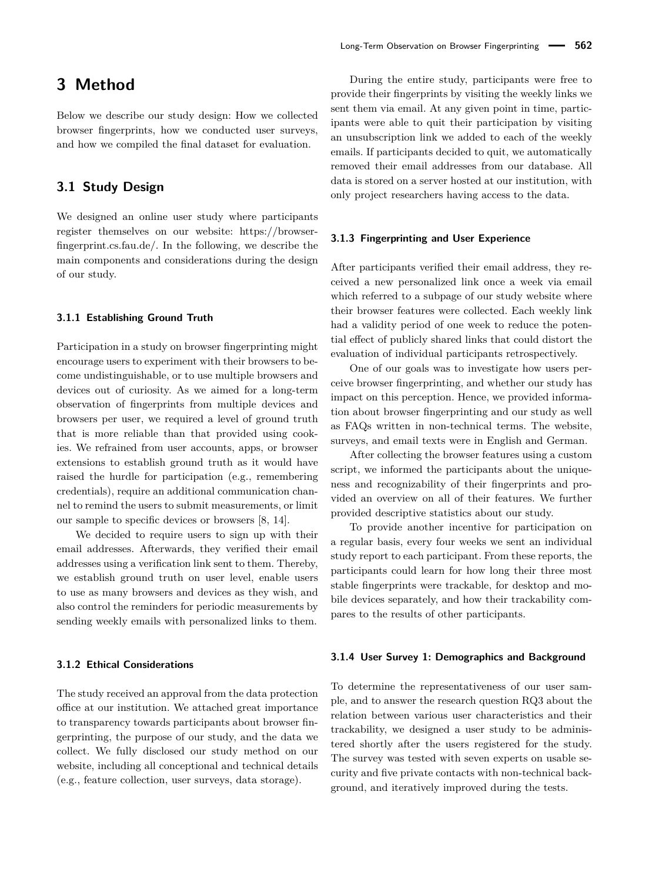# 3 Method

Below we describe our study design: How we collected browser fingerprints, how we conducted user surveys, and how we compiled the final dataset for evaluation.

## 3.1 Study Design

We designed an online user study where participants register themselves on our website: https://browser-fingerprint.cs.fau.de/. In the following, we describe the main components and considerations during the design of our study.

### 3.1.1 Establishing Ground Truth

Participation in a study on browser fingerprinting might encourage users to experiment with their browsers to become undistinguishable, or to use multiple browsers and devices out of curiosity. As we aimed for a long-term observation of fingerprints from multiple devices and browsers per user, we required a level of ground truth that is more reliable than that provided using cookies. We refrained from user accounts, apps, or browser extensions to establish ground truth as it would have raised the hurdle for participation (e.g., remembering credentials), require an additional communication channel to remind the users to submit measurements, or limit our sample to specific devices or browsers [8, 14].

We decided to require users to sign up with their email addresses. Afterwards, they verified their email addresses using a verification link sent to them. Thereby, we establish ground truth on user level, enable users to use as many browsers and devices as they wish, and also control the reminders for periodic measurements by sending weekly emails with personalized links to them.

### 3.1.2 Ethical Considerations

The study received an approval from the data protection office at our institution. We attached great importance to transparency towards participants about browser fingerprinting, the purpose of our study, and the data we collect. We fully disclosed our study method on our website, including all conceptional and technical details (e.g., feature collection, user surveys, data storage).

During the entire study, participants were free to provide their fingerprints by visiting the weekly links we sent them via email. At any given point in time, participants were able to quit their participation by visiting an unsubscription link we added to each of the weekly emails. If participants decided to quit, we automatically removed their email addresses from our database. All data is stored on a server hosted at our institution, with only project researchers having access to the data.

### 3.1.3 Fingerprinting and User Experience

After participants verified their email address, they received a new personalized link once a week via email which referred to a subpage of our study website where their browser features were collected. Each weekly link had a validity period of one week to reduce the potential effect of publicly shared links that could distort the evaluation of individual participants retrospectively.

One of our goals was to investigate how users perceive browser fingerprinting, and whether our study has impact on this perception. Hence, we provided information about browser fingerprinting and our study as well as FAQs written in non-technical terms. The website, surveys, and email texts were in English and German.

After collecting the browser features using a custom script, we informed the participants about the uniqueness and recognizability of their fingerprints and provided an overview on all of their features. We further provided descriptive statistics about our study.

To provide another incentive for participation on a regular basis, every four weeks we sent an individual study report to each participant. From these reports, the participants could learn for how long their three most stable fingerprints were trackable, for desktop and mobile devices separately, and how their trackability compares to the results of other participants.

### 3.1.4 User Survey 1: Demographics and Background

To determine the representativeness of our user sample, and to answer the research question RQ3 about the relation between various user characteristics and their trackability, we designed a user study to be administered shortly after the users registered for the study. The survey was tested with seven experts on usable security and five private contacts with non-technical background, and iteratively improved during the tests.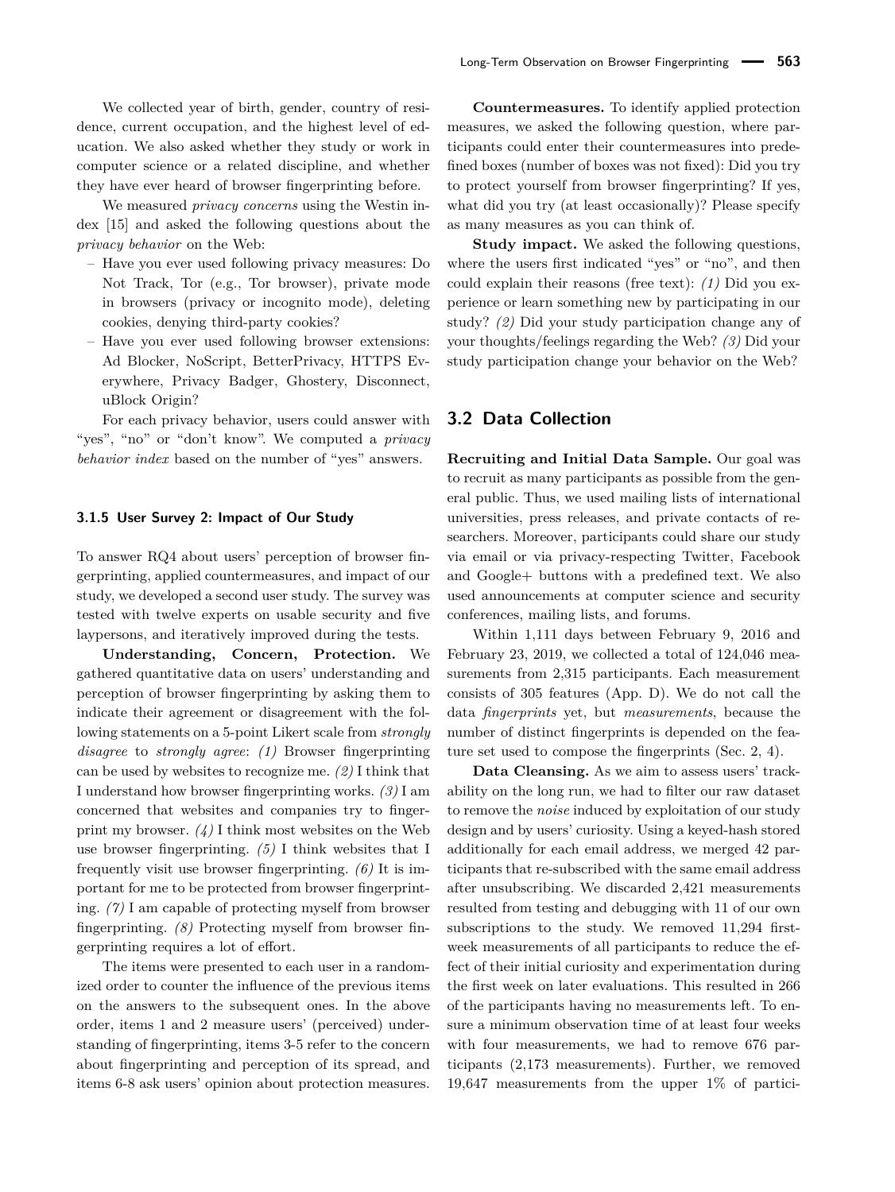We collected year of birth, gender, country of residence, current occupation, and the highest level of education. We also asked whether they study or work in computer science or a related discipline, and whether they have ever heard of browser fingerprinting before.

We measured *privacy concerns* using the Westin index [15] and asked the following questions about the *privacy behavior* on the Web:

- Have you ever used following privacy measures: Do Not Track, Tor (e.g., Tor browser), private mode in browsers (privacy or incognito mode), deleting cookies, denying third-party cookies?
- Have you ever used following browser extensions: Ad Blocker, NoScript, BetterPrivacy, HTTPS Everywhere, Privacy Badger, Ghostery, Disconnect, uBlock Origin?

For each privacy behavior, users could answer with "yes", "no" or "don't know". We computed a *privacy behavior index* based on the number of "yes" answers.

#### 3.1.5 User Survey 2: Impact of Our Study

To answer RQ4 about users' perception of browser fingerprinting, applied countermeasures, and impact of our study, we developed a second user study. The survey was tested with twelve experts on usable security and five laypersons, and iteratively improved during the tests.

**Understanding, Concern, Protection.** We gathered quantitative data on users' understanding and perception of browser fingerprinting by asking them to indicate their agreement or disagreement with the following statements on a 5-point Likert scale from *strongly disagree* to *strongly agree*: *(1)* Browser fingerprinting can be used by websites to recognize me. *(2)* I think that I understand how browser fingerprinting works. *(3)* I am concerned that websites and companies try to fingerprint my browser. *(4)* I think most websites on the Web use browser fingerprinting. *(5)* I think websites that I frequently visit use browser fingerprinting. *(6)* It is important for me to be protected from browser fingerprinting. *(7)* I am capable of protecting myself from browser fingerprinting. *(8)* Protecting myself from browser fingerprinting requires a lot of effort.

The items were presented to each user in a randomized order to counter the influence of the previous items on the answers to the subsequent ones. In the above order, items 1 and 2 measure users' (perceived) understanding of fingerprinting, items 3-5 refer to the concern about fingerprinting and perception of its spread, and items 6-8 ask users' opinion about protection measures.

**Countermeasures.** To identify applied protection measures, we asked the following question, where participants could enter their countermeasures into predefined boxes (number of boxes was not fixed): Did you try to protect yourself from browser fingerprinting? If yes, what did you try (at least occasionally)? Please specify as many measures as you can think of.

**Study impact.** We asked the following questions, where the users first indicated "yes" or "no", and then could explain their reasons (free text): *(1)* Did you experience or learn something new by participating in our study? *(2)* Did your study participation change any of your thoughts/feelings regarding the Web? *(3)* Did your study participation change your behavior on the Web?

## 3.2 Data Collection

**Recruiting and Initial Data Sample.** Our goal was to recruit as many participants as possible from the general public. Thus, we used mailing lists of international universities, press releases, and private contacts of researchers. Moreover, participants could share our study via email or via privacy-respecting Twitter, Facebook and Google+ buttons with a predefined text. We also used announcements at computer science and security conferences, mailing lists, and forums.

Within 1,111 days between February 9, 2016 and February 23, 2019, we collected a total of 124,046 measurements from 2,315 participants. Each measurement consists of 305 features (App. D). We do not call the data *fingerprints* yet, but *measurements*, because the number of distinct fingerprints is depended on the feature set used to compose the fingerprints (Sec. 2, 4).

**Data Cleansing.** As we aim to assess users' trackability on the long run, we had to filter our raw dataset to remove the *noise* induced by exploitation of our study design and by users' curiosity. Using a keyed-hash stored additionally for each email address, we merged 42 participants that re-subscribed with the same email address after unsubscribing. We discarded 2,421 measurements resulted from testing and debugging with 11 of our own subscriptions to the study. We removed 11,294 first-week measurements of all participants to reduce the effect of their initial curiosity and experimentation during the first week on later evaluations. This resulted in 266 of the participants having no measurements left. To ensure a minimum observation time of at least four weeks with four measurements, we had to remove 676 participants (2,173 measurements). Further, we removed 19,647 measurements from the upper 1% of partici-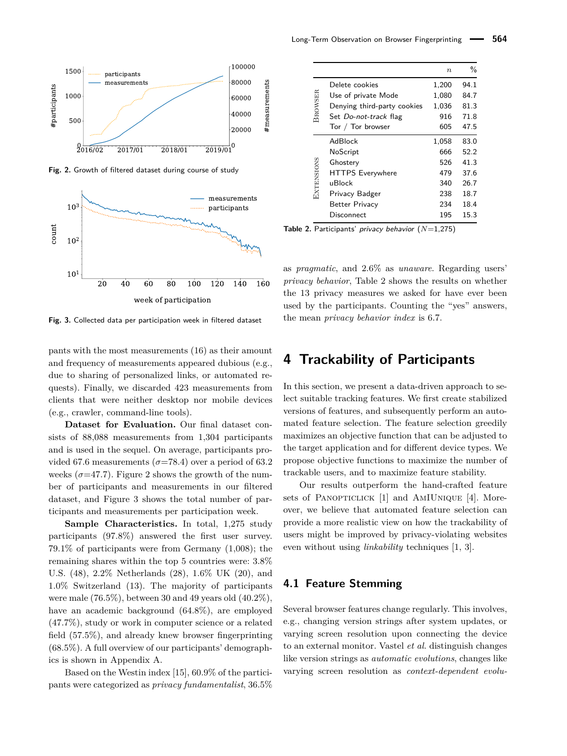Fig. 2. Growth of filtered dataset during course of study

Fig. 3. Collected data per participation week in filtered dataset

pants with the most measurements (16) as their amount and frequency of measurements appeared dubious (e.g., due to sharing of personalized links, or automated requests). Finally, we discarded 423 measurements from clients that were neither desktop nor mobile devices (e.g., crawler, command-line tools).

**Dataset for Evaluation.** Our final dataset consists of 88,088 measurements from 1,304 participants and is used in the sequel. On average, participants provided 67.6 measurements ($\sigma$=78.4) over a period of 63.2 weeks ($\sigma$=47.7). Figure 2 shows the growth of the number of participants and measurements in our filtered dataset, and Figure 3 shows the total number of participants and measurements per participation week.

**Sample Characteristics.** In total, 1,275 study participants (97.8%) answered the first user survey. 79.1% of participants were from Germany (1,008); the remaining shares within the top 5 countries were: 3.8% U.S. (48), 2.2% Netherlands (28), 1.6% UK (20), and 1.0% Switzerland (13). The majority of participants were male (76.5%), between 30 and 49 years old (40.2%), have an academic background (64.8%), are employed (47.7%), study or work in computer science or a related field (57.5%), and already knew browser fingerprinting (68.5%). A full overview of our participants' demographics is shown in Appendix A.

Based on the Westin index [15], 60.9% of the participants were categorized as *privacy fundamentalist*, 36.5% as *pragmatic*, and 2.6% as *unaware*. Regarding users' *privacy behavior*, Table 2 shows the results on whether the 13 privacy measures we asked for have ever been used by the participants. Counting the "yes" answers, the mean *privacy behavior index* is 6.7.

| | | $n$ | % |
|---|---|---|---|
| Browser | Delete cookies | 1,200 | 94.1 |
| | Use of private Mode | 1,080 | 84.7 |
| | Denying third-party cookies | 1,036 | 81.3 |
| | Set *Do-not-track* flag | 916 | 71.8 |
| | Tor / Tor browser | 605 | 47.5 |
| Extensions | AdBlock | 1,058 | 83.0 |
| | NoScript | 666 | 52.2 |
| | Ghostery | 526 | 41.3 |
| | HTTPS Everywhere | 479 | 37.6 |
| | uBlock | 340 | 26.7 |
| | Privacy Badger | 238 | 18.7 |
| | Better Privacy | 234 | 18.4 |
| | Disconnect | 195 | 15.3 |

**Table 2.** Participants' *privacy behavior* ($N$=1,275)

# 4 Trackability of Participants

In this section, we present a data-driven approach to select suitable tracking features. We first create stabilized versions of features, and subsequently perform an automated feature selection. The feature selection greedily maximizes an objective function that can be adjusted to the target application and for different device types. We propose objective functions to maximize the number of trackable users, and to maximize feature stability.

Our results outperform the hand-crafted feature sets of Panopticlick [1] and AmIUnique [4]. Moreover, we believe that automated feature selection can provide a more realistic view on how the trackability of users might be improved by privacy-violating websites even without using *linkability* techniques [1, 3].

## 4.1 Feature Stemming

Several browser features change regularly. This involves, e.g., changing version strings after system updates, or varying screen resolution upon connecting the device to an external monitor. Vastel *et al.* distinguish changes like version strings as *automatic evolutions*, changes like varying screen resolution as *context-dependent evolu-*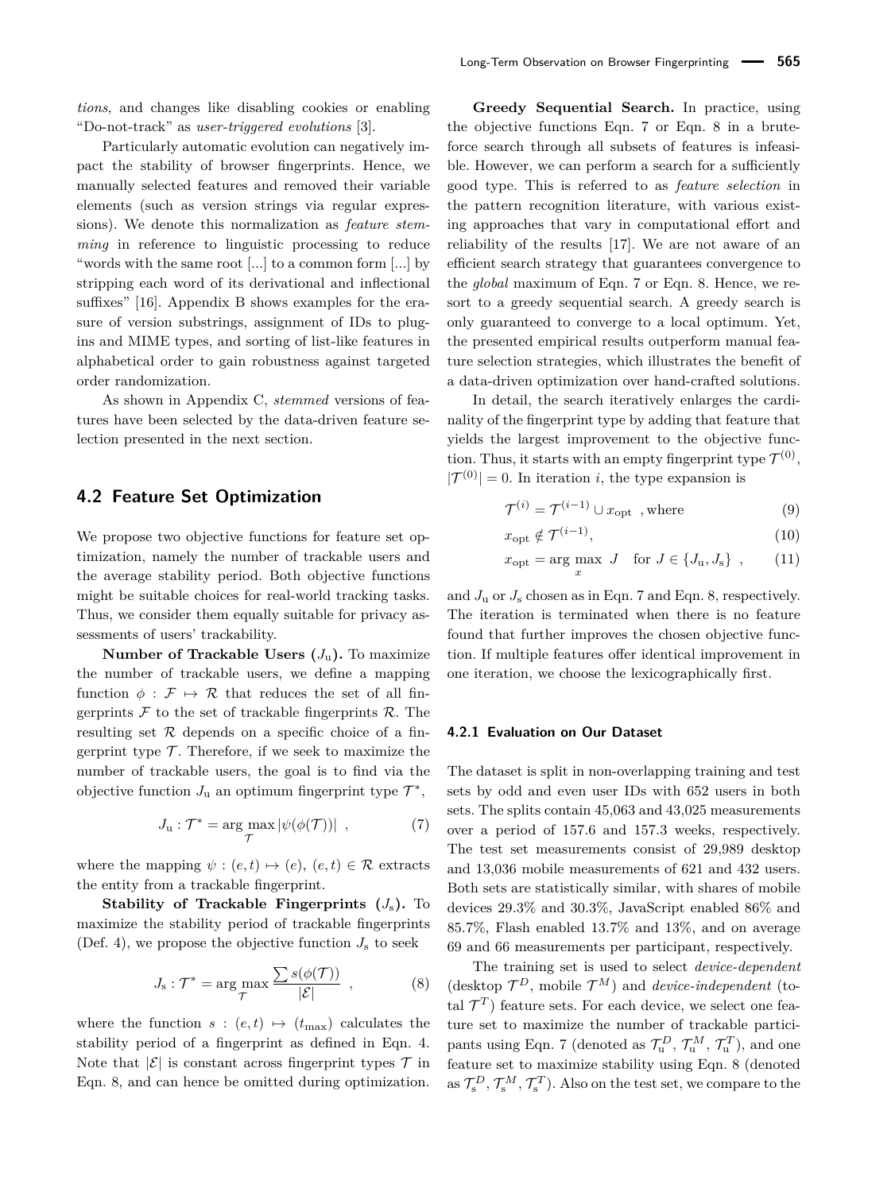*tions*, and changes like disabling cookies or enabling "Do-not-track" as *user-triggered evolutions* [3].

Particularly automatic evolution can negatively impact the stability of browser fingerprints. Hence, we manually selected features and removed their variable elements (such as version strings via regular expressions). We denote this normalization as *feature stemming* in reference to linguistic processing to reduce "words with the same root [...] to a common form [...] by stripping each word of its derivational and inflectional suffixes" [16]. Appendix B shows examples for the erasure of version substrings, assignment of IDs to plugins and MIME types, and sorting of list-like features in alphabetical order to gain robustness against targeted order randomization.

As shown in Appendix C, *stemmed* versions of features have been selected by the data-driven feature selection presented in the next section.

## 4.2 Feature Set Optimization

We propose two objective functions for feature set optimization, namely the number of trackable users and the average stability period. Both objective functions might be suitable choices for real-world tracking tasks. Thus, we consider them equally suitable for privacy assessments of users' trackability.

**Number of Trackable Users ($J_\text{u}$).** To maximize the number of trackable users, we define a mapping function $\phi : \mathcal{F} \mapsto \mathcal{R}$ that reduces the set of all fingerprints $\mathcal{F}$ to the set of trackable fingerprints $\mathcal{R}$. The resulting set $\mathcal{R}$ depends on a specific choice of a fingerprint type $\mathcal{T}$. Therefore, if we seek to maximize the number of trackable users, the goal is to find via the objective function $J_\text{u}$ an optimum fingerprint type $\mathcal{T}^*$,

$$J_\text{u} : \mathcal{T}^* = \arg\max_{\mathcal{T}} |\psi(\phi(\mathcal{T}))| \ , \tag{7}$$

where the mapping $\psi : (e, t) \mapsto (e)$, $(e, t) \in \mathcal{R}$ extracts the entity from a trackable fingerprint.

**Stability of Trackable Fingerprints ($J_\text{s}$).** To maximize the stability period of trackable fingerprints (Def. 4), we propose the objective function $J_\text{s}$ to seek

$$J_\text{s} : \mathcal{T}^* = \arg\max_{\mathcal{T}} \frac{\sum s(\phi(\mathcal{T}))}{|\mathcal{E}|} \ , \tag{8}$$

where the function $s : (e, t) \mapsto (t_\text{max})$ calculates the stability period of a fingerprint as defined in Eqn. 4. Note that $|\mathcal{E}|$ is constant across fingerprint types $\mathcal{T}$ in Eqn. 8, and can hence be omitted during optimization.

**Greedy Sequential Search.** In practice, using the objective functions Eqn. 7 or Eqn. 8 in a brute-force search through all subsets of features is infeasible. However, we can perform a search for a sufficiently good type. This is referred to as *feature selection* in the pattern recognition literature, with various existing approaches that vary in computational effort and reliability of the results [17]. We are not aware of an efficient search strategy that guarantees convergence to the *global* maximum of Eqn. 7 or Eqn. 8. Hence, we resort to a greedy sequential search. A greedy search is only guaranteed to converge to a local optimum. Yet, the presented empirical results outperform manual feature selection strategies, which illustrates the benefit of a data-driven optimization over hand-crafted solutions.

In detail, the search iteratively enlarges the cardinality of the fingerprint type by adding that feature that yields the largest improvement to the objective function. Thus, it starts with an empty fingerprint type $\mathcal{T}^{(0)}$, $|\mathcal{T}^{(0)}| = 0$. In iteration $i$, the type expansion is

$$\mathcal{T}^{(i)} = \mathcal{T}^{(i-1)} \cup x_\text{opt} \ \text{, where} \tag{9}$$

$$x_\text{opt} \notin \mathcal{T}^{(i-1)}, \tag{10}$$

$$x_\text{opt} = \arg\max_{x} \ J \quad \text{for } J \in \{J_\text{u}, J_\text{s}\} \ , \tag{11}$$

and $J_\text{u}$ or $J_\text{s}$ chosen as in Eqn. 7 and Eqn. 8, respectively. The iteration is terminated when there is no feature found that further improves the chosen objective function. If multiple features offer identical improvement in one iteration, we choose the lexicographically first.

### 4.2.1 Evaluation on Our Dataset

The dataset is split in non-overlapping training and test sets by odd and even user IDs with 652 users in both sets. The splits contain 45,063 and 43,025 measurements over a period of 157.6 and 157.3 weeks, respectively. The test set measurements consist of 29,989 desktop and 13,036 mobile measurements of 621 and 432 users. Both sets are statistically similar, with shares of mobile devices 29.3% and 30.3%, JavaScript enabled 86% and 85.7%, Flash enabled 13.7% and 13%, and on average 69 and 66 measurements per participant, respectively.

The training set is used to select *device-dependent* (desktop $\mathcal{T}^D$, mobile $\mathcal{T}^M$) and *device-independent* (total $\mathcal{T}^T$) feature sets. For each device, we select one feature set to maximize the number of trackable participants using Eqn. 7 (denoted as $\mathcal{T}^D_\text{u}$, $\mathcal{T}^M_\text{u}$, $\mathcal{T}^T_\text{u}$), and one feature set to maximize stability using Eqn. 8 (denoted as $\mathcal{T}^D_\text{s}$, $\mathcal{T}^M_\text{s}$, $\mathcal{T}^T_\text{s}$). Also on the test set, we compare to the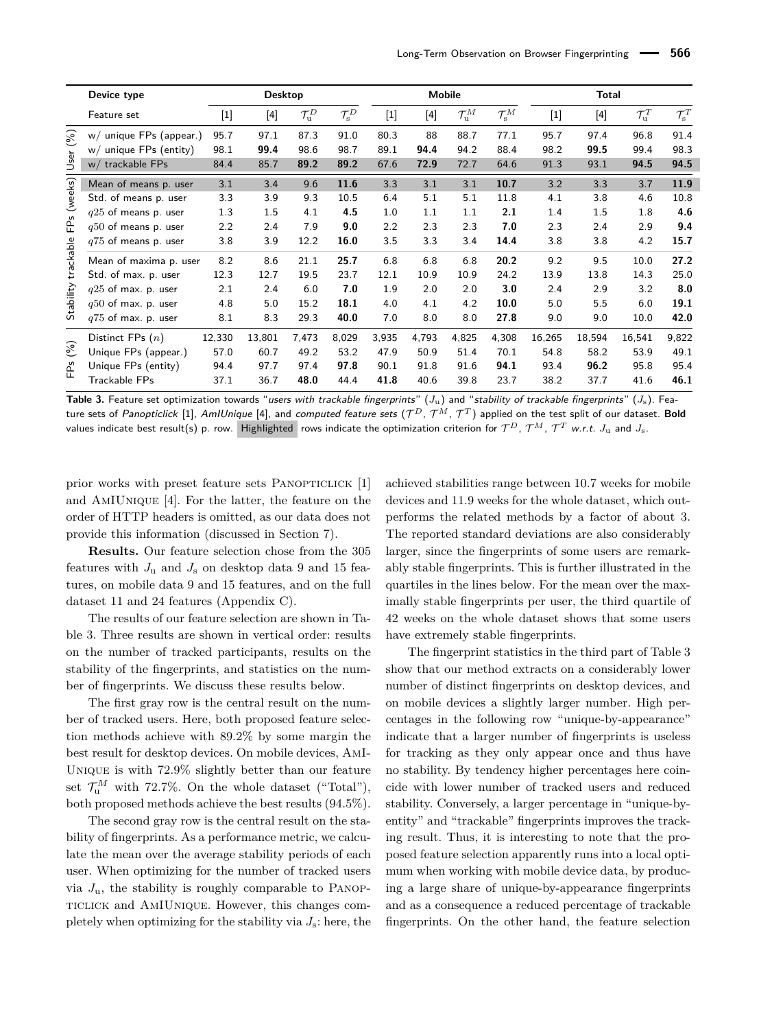| | Device type | Desktop | | | | Mobile | | | | Total | | | |
|---|---|---|---|---|---|---|---|---|---|---|---|---|---|
| | Feature set | [1] | [4] | $\mathcal{T}_u^D$ | $\mathcal{T}_s^D$ | [1] | [4] | $\mathcal{T}_u^M$ | $\mathcal{T}_s^M$ | [1] | [4] | $\mathcal{T}_u^T$ | $\mathcal{T}_s^T$ |
| User (%) | w/ unique FPs (appear.) | 95.7 | 97.1 | 87.3 | 91.0 | 80.3 | 88 | 88.7 | 77.1 | 95.7 | 97.4 | 96.8 | 91.4 |
| | w/ unique FPs (entity) | 98.1 | **99.4** | 98.6 | 98.7 | 89.1 | **94.4** | 94.2 | 88.4 | 98.2 | **99.5** | 99.4 | 98.3 |
| | w/ trackable FPs | 84.4 | 85.7 | **89.2** | **89.2** | 67.6 | **72.9** | 72.7 | 64.6 | 91.3 | 93.1 | **94.5** | **94.5** |
| Stability trackable FPs (weeks) | Mean of means p. user | 3.1 | 3.4 | 9.6 | **11.6** | 3.3 | 3.1 | 3.1 | **10.7** | 3.2 | 3.3 | 3.7 | **11.9** |
| | Std. of means p. user | 3.3 | 3.9 | 9.3 | 10.5 | 6.4 | 5.1 | 5.1 | 11.8 | 4.1 | 3.8 | 4.6 | 10.8 |
| | $q25$ of means p. user | 1.3 | 1.5 | 4.1 | **4.5** | 1.0 | 1.1 | 1.1 | **2.1** | 1.4 | 1.5 | 1.8 | **4.6** |
| | $q50$ of means p. user | 2.2 | 2.4 | 7.9 | **9.0** | 2.2 | 2.3 | 2.3 | **7.0** | 2.3 | 2.4 | 2.9 | **9.4** |
| | $q75$ of means p. user | 3.8 | 3.9 | 12.2 | **16.0** | 3.5 | 3.3 | 3.4 | **14.4** | 3.8 | 3.8 | 4.2 | **15.7** |
| | Mean of maxima p. user | 8.2 | 8.6 | 21.1 | **25.7** | 6.8 | 6.8 | 6.8 | **20.2** | 9.2 | 9.5 | 10.0 | **27.2** |
| | Std. of max. p. user | 12.3 | 12.7 | 19.5 | 23.7 | 12.1 | 10.9 | 10.9 | 24.2 | 13.9 | 13.8 | 14.3 | 25.0 |
| | $q25$ of max. p. user | 2.1 | 2.4 | 6.0 | **7.0** | 1.9 | 2.0 | 2.0 | **3.0** | 2.4 | 2.9 | 3.2 | **8.0** |
| | $q50$ of max. p. user | 4.8 | 5.0 | 15.2 | **18.1** | 4.0 | 4.1 | 4.2 | **10.0** | 5.0 | 5.5 | 6.0 | **19.1** |
| | $q75$ of max. p. user | 8.1 | 8.3 | 29.3 | **40.0** | 7.0 | 8.0 | 8.0 | **27.8** | 9.0 | 9.0 | 10.0 | **42.0** |
| FPs (%) | Distinct FPs ($n$) | 12,330 | 13,801 | 7,473 | 8,029 | 3,935 | 4,793 | 4,825 | 4,308 | 16,265 | 18,594 | 16,541 | 9,822 |
| | Unique FPs (appear.) | 57.0 | 60.7 | 49.2 | 53.2 | 47.9 | 50.9 | 51.4 | 70.1 | 54.8 | 58.2 | 53.9 | 49.1 |
| | Unique FPs (entity) | 94.4 | 97.7 | 97.4 | **97.8** | 90.1 | 91.8 | 91.6 | **94.1** | 93.4 | **96.2** | 95.8 | 95.4 |
| | Trackable FPs | 37.1 | 36.7 | **48.0** | 44.4 | **41.8** | 40.6 | 39.8 | 23.7 | 38.2 | 37.7 | 41.6 | **46.1** |

**Table 3.** Feature set optimization towards "*users with trackable fingerprints*" ($J_u$) and "*stability of trackable fingerprints*" ($J_s$). Feature sets of *Panopticlick* [1], *AmIUnique* [4], and *computed feature sets* ($\mathcal{T}^D$, $\mathcal{T}^M$, $\mathcal{T}^T$) applied on the test split of our dataset. **Bold** values indicate best result(s) p. row. Highlighted rows indicate the optimization criterion for $\mathcal{T}^D$, $\mathcal{T}^M$, $\mathcal{T}^T$ *w.r.t.* $J_u$ and $J_s$.

prior works with preset feature sets Panopticlick [1] and AmIUnique [4]. For the latter, the feature on the order of HTTP headers is omitted, as our data does not provide this information (discussed in Section 7).

**Results.** Our feature selection chose from the 305 features with $J_u$ and $J_s$ on desktop data 9 and 15 features, on mobile data 9 and 15 features, and on the full dataset 11 and 24 features (Appendix C).

The results of our feature selection are shown in Table 3. Three results are shown in vertical order: results on the number of tracked participants, results on the stability of the fingerprints, and statistics on the number of fingerprints. We discuss these results below.

The first gray row is the central result on the number of tracked users. Here, both proposed feature selection methods achieve with 89.2% by some margin the best result for desktop devices. On mobile devices, AmIUnique is with 72.9% slightly better than our feature set $\mathcal{T}_u^M$ with 72.7%. On the whole dataset ("Total"), both proposed methods achieve the best results (94.5%).

The second gray row is the central result on the stability of fingerprints. As a performance metric, we calculate the mean over the average stability periods of each user. When optimizing for the number of tracked users via $J_u$, the stability is roughly comparable to Panopticlick and AmIUnique. However, this changes completely when optimizing for the stability via $J_s$: here, the achieved stabilities range between 10.7 weeks for mobile devices and 11.9 weeks for the whole dataset, which outperforms the related methods by a factor of about 3. The reported standard deviations are also considerably larger, since the fingerprints of some users are remarkably stable fingerprints. This is further illustrated in the quartiles in the lines below. For the mean over the maximally stable fingerprints per user, the third quartile of 42 weeks on the whole dataset shows that some users have extremely stable fingerprints.

The fingerprint statistics in the third part of Table 3 show that our method extracts on a considerably lower number of distinct fingerprints on desktop devices, and on mobile devices a slightly larger number. High percentages in the following row "unique-by-appearance" indicate that a larger number of fingerprints is useless for tracking as they only appear once and thus have no stability. By tendency higher percentages here coincide with lower number of tracked users and reduced stability. Conversely, a larger percentage in "unique-by-entity" and "trackable" fingerprints improves the tracking result. Thus, it is interesting to note that the proposed feature selection apparently runs into a local optimum when working with mobile device data, by producing a large share of unique-by-appearance fingerprints and as a consequence a reduced percentage of trackable fingerprints. On the other hand, the feature selection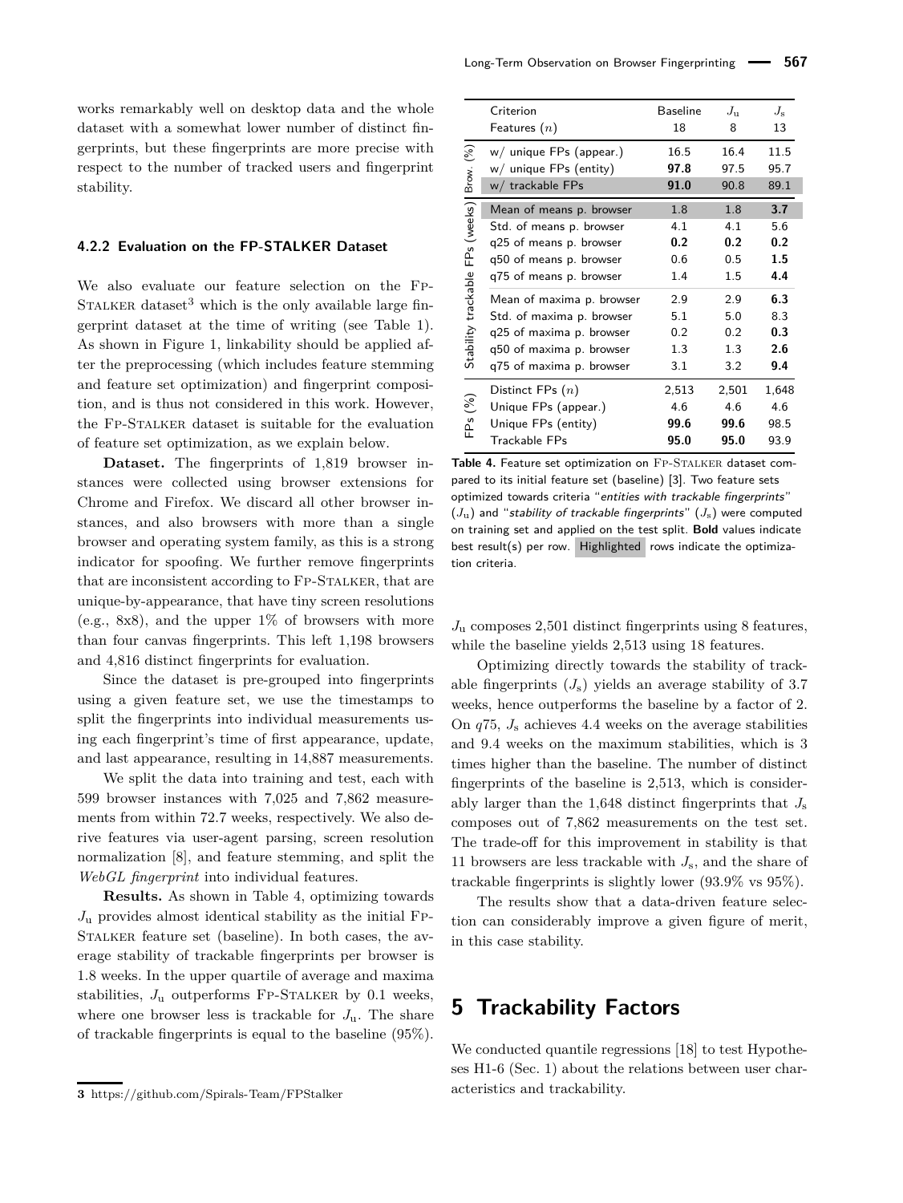works remarkably well on desktop data and the whole dataset with a somewhat lower number of distinct fingerprints, but these fingerprints are more precise with respect to the number of tracked users and fingerprint stability.

#### 4.2.2 Evaluation on the FP-STALKER Dataset

We also evaluate our feature selection on the FP-STALKER dataset[3] which is the only available large fingerprint dataset at the time of writing (see Table 1). As shown in Figure 1, linkability should be applied after the preprocessing (which includes feature stemming and feature set optimization) and fingerprint composition, and is thus not considered in this work. However, the FP-STALKER dataset is suitable for the evaluation of feature set optimization, as we explain below.

**Dataset.** The fingerprints of 1,819 browser instances were collected using browser extensions for Chrome and Firefox. We discard all other browser instances, and also browsers with more than a single browser and operating system family, as this is a strong indicator for spoofing. We further remove fingerprints that are inconsistent according to FP-STALKER, that are unique-by-appearance, that have tiny screen resolutions (e.g., 8x8), and the upper 1% of browsers with more than four canvas fingerprints. This left 1,198 browsers and 4,816 distinct fingerprints for evaluation.

Since the dataset is pre-grouped into fingerprints using a given feature set, we use the timestamps to split the fingerprints into individual measurements using each fingerprint's time of first appearance, update, and last appearance, resulting in 14,887 measurements.

We split the data into training and test, each with 599 browser instances with 7,025 and 7,862 measurements from within 72.7 weeks, respectively. We also derive features via user-agent parsing, screen resolution normalization [8], and feature stemming, and split the *WebGL fingerprint* into individual features.

**Results.** As shown in Table 4, optimizing towards $J_u$ provides almost identical stability as the initial FP-STALKER feature set (baseline). In both cases, the average stability of trackable fingerprints per browser is 1.8 weeks. In the upper quartile of average and maxima stabilities, $J_u$ outperforms FP-STALKER by 0.1 weeks, where one browser less is trackable for $J_u$. The share of trackable fingerprints is equal to the baseline (95%).

| | Criterion | Baseline | $J_u$ | $J_s$ |
|---|---|---|---|---|
| | Features ($n$) | 18 | 8 | 13 |
| Brow. (%) | w/ unique FPs (appear.) | 16.5 | 16.4 | 11.5 |
| | w/ unique FPs (entity) | **97.8** | 97.5 | 95.7 |
| | w/ trackable FPs | **91.0** | 90.8 | 89.1 |
| Stability trackable FPs (weeks) | Mean of means p. browser | 1.8 | 1.8 | **3.7** |
| | Std. of means p. browser | 4.1 | 4.1 | 5.6 |
| | q25 of means p. browser | **0.2** | **0.2** | **0.2** |
| | q50 of means p. browser | 0.6 | 0.5 | **1.5** |
| | q75 of means p. browser | 1.4 | 1.5 | **4.4** |
| | Mean of maxima p. browser | 2.9 | 2.9 | **6.3** |
| | Std. of maxima p. browser | 5.1 | 5.0 | 8.3 |
| | q25 of maxima p. browser | 0.2 | 0.2 | **0.3** |
| | q50 of maxima p. browser | 1.3 | 1.3 | **2.6** |
| | q75 of maxima p. browser | 3.1 | 3.2 | **9.4** |
| FPs (%) | Distinct FPs ($n$) | 2,513 | 2,501 | 1,648 |
| | Unique FPs (appear.) | 4.6 | 4.6 | 4.6 |
| | Unique FPs (entity) | **99.6** | **99.6** | 98.5 |
| | Trackable FPs | **95.0** | **95.0** | 93.9 |

**Table 4.** Feature set optimization on FP-STALKER dataset compared to its initial feature set (baseline) [3]. Two feature sets optimized towards criteria "*entities with trackable fingerprints*" ($J_u$) and "*stability of trackable fingerprints*" ($J_s$) were computed on training set and applied on the test split. **Bold** values indicate best result(s) per row. Highlighted rows indicate the optimization criteria.

$J_u$ composes 2,501 distinct fingerprints using 8 features, while the baseline yields 2,513 using 18 features.

Optimizing directly towards the stability of trackable fingerprints ($J_s$) yields an average stability of 3.7 weeks, hence outperforms the baseline by a factor of 2. On $q75$, $J_s$ achieves 4.4 weeks on the average stabilities and 9.4 weeks on the maximum stabilities, which is 3 times higher than the baseline. The number of distinct fingerprints of the baseline is 2,513, which is considerably larger than the 1,648 distinct fingerprints that $J_s$ composes out of 7,862 measurements on the test set. The trade-off for this improvement in stability is that 11 browsers are less trackable with $J_s$, and the share of trackable fingerprints is slightly lower (93.9% vs 95%).

The results show that a data-driven feature selection can considerably improve a given figure of merit, in this case stability.

## 5 Trackability Factors

We conducted quantile regressions [18] to test Hypotheses H1-6 (Sec. 1) about the relations between user characteristics and trackability.

[3] https://github.com/Spirals-Team/FPStalker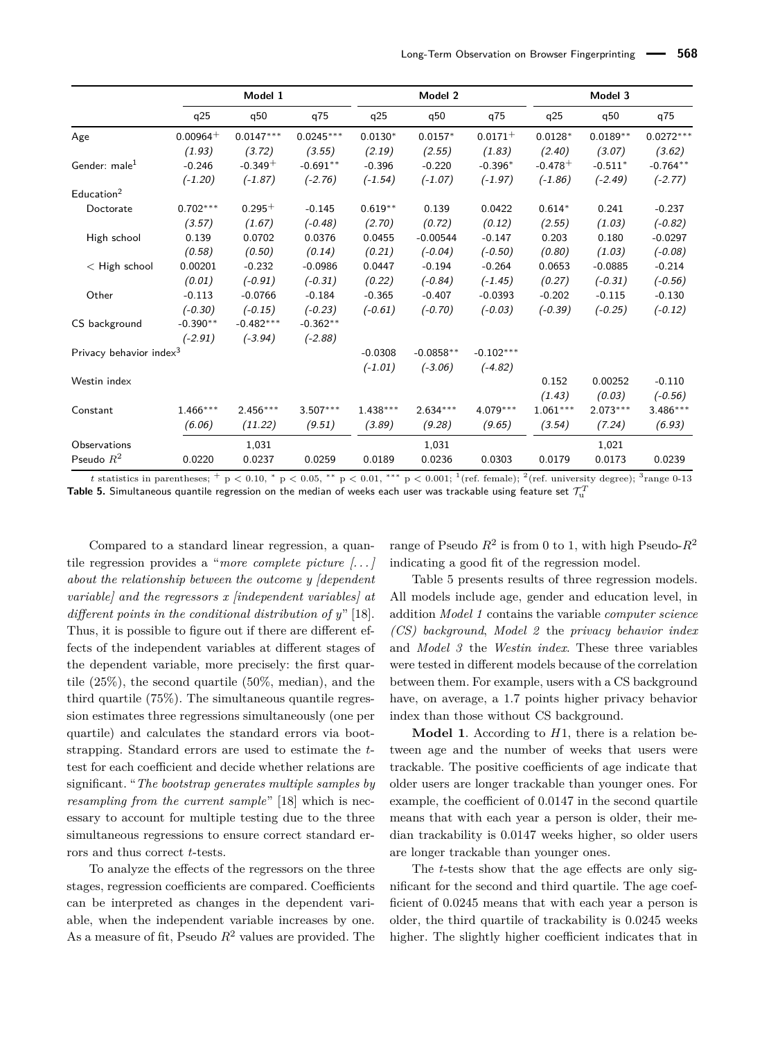| | Model 1 | | | Model 2 | | | Model 3 | | |
|---|---|---|---|---|---|---|---|---|---|
| | q25 | q50 | q75 | q25 | q50 | q75 | q25 | q50 | q75 |
| Age | 0.00964$^{+}$ | 0.0147$^{***}$ | 0.0245$^{***}$ | 0.0130$^{*}$ | 0.0157$^{*}$ | 0.0171$^{+}$ | 0.0128$^{*}$ | 0.0189$^{**}$ | 0.0272$^{***}$ |
| | *(1.93)* | *(3.72)* | *(3.55)* | *(2.19)* | *(2.55)* | *(1.83)* | *(2.40)* | *(3.07)* | *(3.62)* |
| Gender: male[1] | -0.246 | -0.349$^{+}$ | -0.691$^{**}$ | -0.396 | -0.220 | -0.396$^{*}$ | -0.478$^{+}$ | -0.511$^{*}$ | -0.764$^{**}$ |
| | *(-1.20)* | *(-1.87)* | *(-2.76)* | *(-1.54)* | *(-1.07)* | *(-1.97)* | *(-1.86)* | *(-2.49)* | *(-2.77)* |
| Education[2] | | | | | | | | | |
| Doctorate | 0.702$^{***}$ | 0.295$^{+}$ | -0.145 | 0.619$^{**}$ | 0.139 | 0.0422 | 0.614$^{*}$ | 0.241 | -0.237 |
| | *(3.57)* | *(1.67)* | *(-0.48)* | *(2.70)* | *(0.72)* | *(0.12)* | *(2.55)* | *(1.03)* | *(-0.82)* |
| High school | 0.139 | 0.0702 | 0.0376 | 0.0455 | -0.00544 | -0.147 | 0.203 | 0.180 | -0.0297 |
| | *(0.58)* | *(0.50)* | *(0.14)* | *(0.21)* | *(-0.04)* | *(-0.50)* | *(0.80)* | *(1.03)* | *(-0.08)* |
| < High school | 0.00201 | -0.232 | -0.0986 | 0.0447 | -0.194 | -0.264 | 0.0653 | -0.0885 | -0.214 |
| | *(0.01)* | *(-0.91)* | *(-0.31)* | *(0.22)* | *(-0.84)* | *(-1.45)* | *(0.27)* | *(-0.31)* | *(-0.56)* |
| Other | -0.113 | -0.0766 | -0.184 | -0.365 | -0.407 | -0.0393 | -0.202 | -0.115 | -0.130 |
| | *(-0.30)* | *(-0.15)* | *(-0.23)* | *(-0.61)* | *(-0.70)* | *(-0.03)* | *(-0.39)* | *(-0.25)* | *(-0.12)* |
| CS background | -0.390$^{**}$ | -0.482$^{***}$ | -0.362$^{**}$ | | | | | | |
| | *(-2.91)* | *(-3.94)* | *(-2.88)* | | | | | | |
| Privacy behavior index[3] | | | | -0.0308 | -0.0858$^{**}$ | -0.102$^{***}$ | | | |
| | | | | *(-1.01)* | *(-3.06)* | *(-4.82)* | | | |
| Westin index | | | | | | | 0.152 | 0.00252 | -0.110 |
| | | | | | | | *(1.43)* | *(0.03)* | *(-0.56)* |
| Constant | 1.466$^{***}$ | 2.456$^{***}$ | 3.507$^{***}$ | 1.438$^{***}$ | 2.634$^{***}$ | 4.079$^{***}$ | 1.061$^{***}$ | 2.073$^{***}$ | 3.486$^{***}$ |
| | *(6.06)* | *(11.22)* | *(9.51)* | *(3.89)* | *(9.28)* | *(9.65)* | *(3.54)* | *(7.24)* | *(6.93)* |
| Observations | | 1,031 | | | 1,031 | | | 1,021 | |
| Pseudo $R^2$ | 0.0220 | 0.0237 | 0.0259 | 0.0189 | 0.0236 | 0.0303 | 0.0179 | 0.0173 | 0.0239 |

$t$ statistics in parentheses; $^{+}$ $p < 0.10$, $^{*}$ $p < 0.05$, $^{**}$ $p < 0.01$, $^{***}$ $p < 0.001$; [1](ref. female); [2](ref. university degree); [3]range 0-13

**Table 5.** Simultaneous quantile regression on the median of weeks each user was trackable using feature set $\mathcal{T}_u^T$

Compared to a standard linear regression, a quantile regression provides a "*more complete picture [...] about the relationship between the outcome y [dependent variable] and the regressors x [independent variables] at different points in the conditional distribution of y*" [18]. Thus, it is possible to figure out if there are different effects of the independent variables at different stages of the dependent variable, more precisely: the first quartile (25%), the second quartile (50%, median), and the third quartile (75%). The simultaneous quantile regression estimates three regressions simultaneously (one per quartile) and calculates the standard errors via bootstrapping. Standard errors are used to estimate the $t$-test for each coefficient and decide whether relations are significant. "*The bootstrap generates multiple samples by resampling from the current sample*" [18] which is necessary to account for multiple testing due to the three simultaneous regressions to ensure correct standard errors and thus correct $t$-tests.

To analyze the effects of the regressors on the three stages, regression coefficients are compared. Coefficients can be interpreted as changes in the dependent variable, when the independent variable increases by one. As a measure of fit, Pseudo $R^2$ values are provided. The range of Pseudo $R^2$ is from 0 to 1, with high Pseudo-$R^2$ indicating a good fit of the regression model.

Table 5 presents results of three regression models. All models include age, gender and education level, in addition *Model 1* contains the variable *computer science (CS) background*, *Model 2* the *privacy behavior index* and *Model 3* the *Westin index*. These three variables were tested in different models because of the correlation between them. For example, users with a CS background have, on average, a 1.7 points higher privacy behavior index than those without CS background.

**Model 1**. According to $H1$, there is a relation between age and the number of weeks that users were trackable. The positive coefficients of age indicate that older users are longer trackable than younger ones. For example, the coefficient of 0.0147 in the second quartile means that with each year a person is older, their median trackability is 0.0147 weeks higher, so older users are longer trackable than younger ones.

The $t$-tests show that the age effects are only significant for the second and third quartile. The age coefficient of 0.0245 means that with each year a person is older, the third quartile of trackability is 0.0245 weeks higher. The slightly higher coefficient indicates that in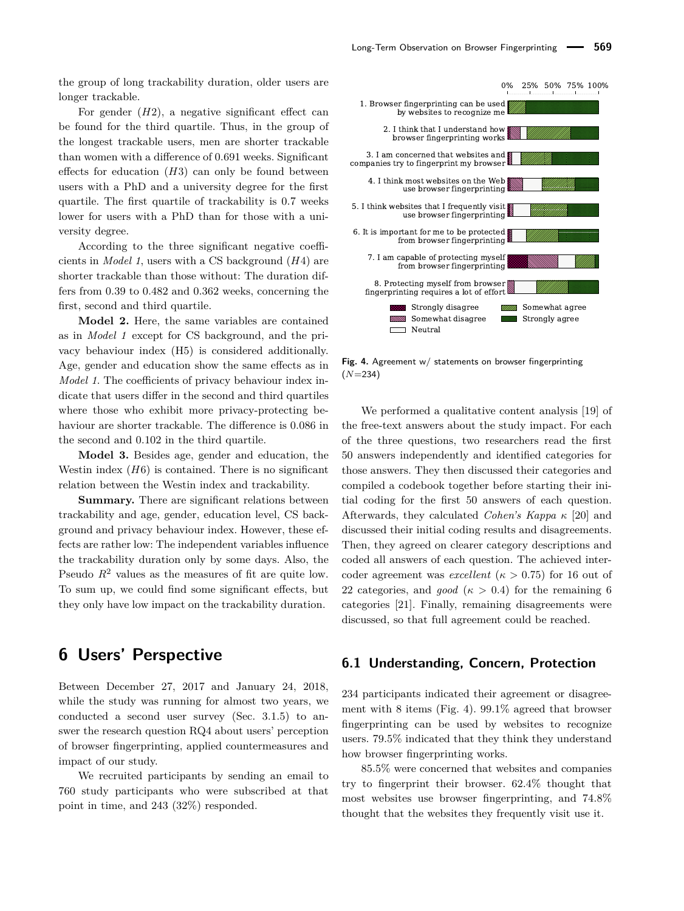the group of long trackability duration, older users are longer trackable.

For gender ($H2$), a negative significant effect can be found for the third quartile. Thus, in the group of the longest trackable users, men are shorter trackable than women with a difference of 0.691 weeks. Significant effects for education ($H3$) can only be found between users with a PhD and a university degree for the first quartile. The first quartile of trackability is 0.7 weeks lower for users with a PhD than for those with a university degree.

According to the three significant negative coefficients in *Model 1*, users with a CS background ($H4$) are shorter trackable than those without: The duration differs from 0.39 to 0.482 and 0.362 weeks, concerning the first, second and third quartile.

**Model 2.** Here, the same variables are contained as in *Model 1* except for CS background, and the privacy behaviour index (H5) is considered additionally. Age, gender and education show the same effects as in *Model 1*. The coefficients of privacy behaviour index indicate that users differ in the second and third quartiles where those who exhibit more privacy-protecting behaviour are shorter trackable. The difference is 0.086 in the second and 0.102 in the third quartile.

**Model 3.** Besides age, gender and education, the Westin index ($H6$) is contained. There is no significant relation between the Westin index and trackability.

**Summary.** There are significant relations between trackability and age, gender, education level, CS background and privacy behaviour index. However, these effects are rather low: The independent variables influence the trackability duration only by some days. Also, the Pseudo $R^2$ values as the measures of fit are quite low. To sum up, we could find some significant effects, but they only have low impact on the trackability duration.

# 6 Users' Perspective

Between December 27, 2017 and January 24, 2018, while the study was running for almost two years, we conducted a second user survey (Sec. 3.1.5) to answer the research question RQ4 about users' perception of browser fingerprinting, applied countermeasures and impact of our study.

We recruited participants by sending an email to 760 study participants who were subscribed at that point in time, and 243 (32%) responded.

**Fig. 4.** Agreement w/ statements on browser fingerprinting ($N$=234)

We performed a qualitative content analysis [19] of the free-text answers about the study impact. For each of the three questions, two researchers read the first 50 answers independently and identified categories for those answers. They then discussed their categories and compiled a codebook together before starting their initial coding for the first 50 answers of each question. Afterwards, they calculated *Cohen's Kappa* $\kappa$ [20] and discussed their initial coding results and disagreements. Then, they agreed on clearer category descriptions and coded all answers of each question. The achieved intercoder agreement was *excellent* ($\kappa > 0.75$) for 16 out of 22 categories, and *good* ($\kappa > 0.4$) for the remaining 6 categories [21]. Finally, remaining disagreements were discussed, so that full agreement could be reached.

## 6.1 Understanding, Concern, Protection

234 participants indicated their agreement or disagreement with 8 items (Fig. 4). 99.1% agreed that browser fingerprinting can be used by websites to recognize users. 79.5% indicated that they think they understand how browser fingerprinting works.

85.5% were concerned that websites and companies try to fingerprint their browser. 62.4% thought that most websites use browser fingerprinting, and 74.8% thought that the websites they frequently visit use it.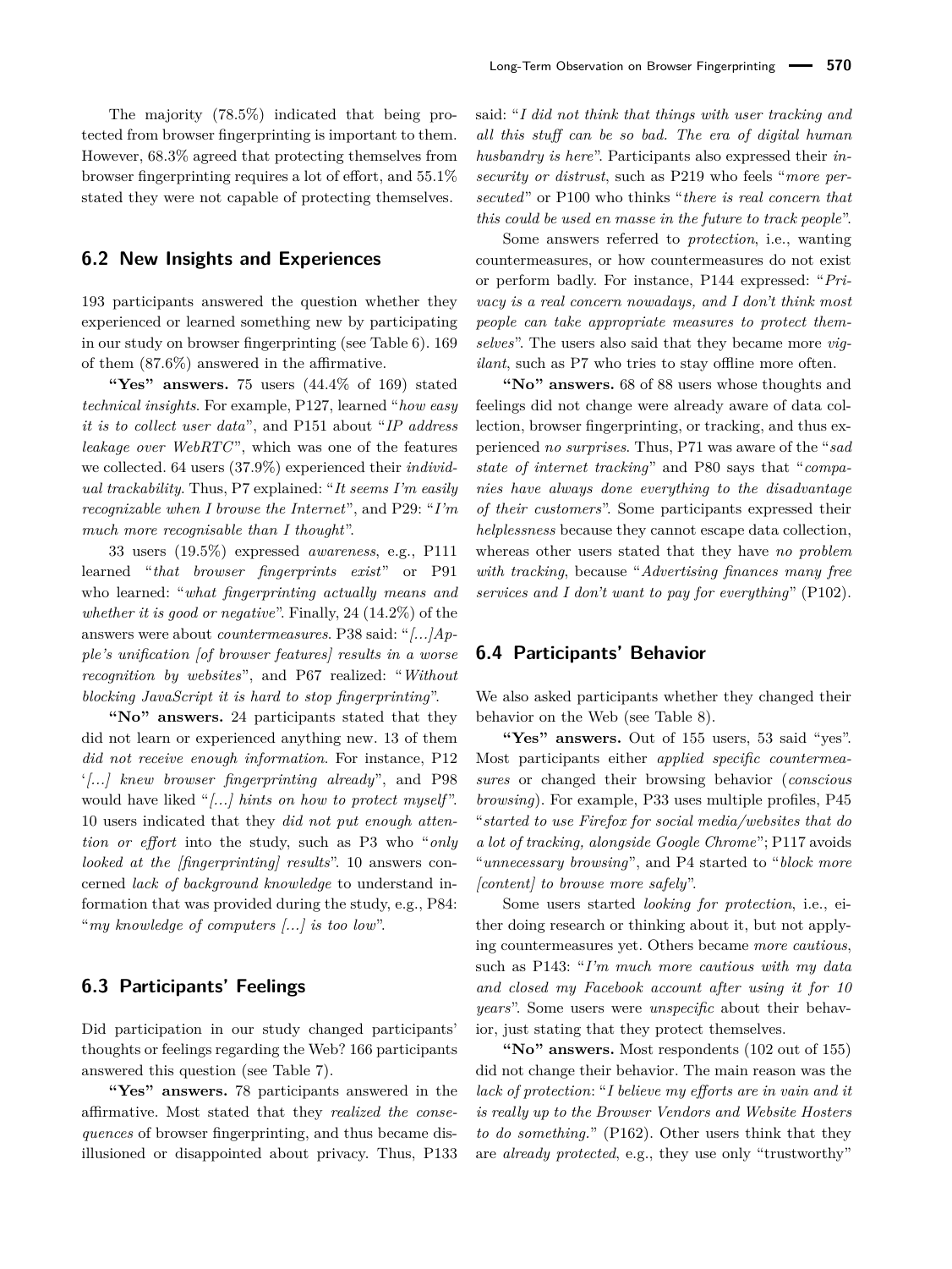The majority (78.5%) indicated that being protected from browser fingerprinting is important to them. However, 68.3% agreed that protecting themselves from browser fingerprinting requires a lot of effort, and 55.1% stated they were not capable of protecting themselves.

## 6.2 New Insights and Experiences

193 participants answered the question whether they experienced or learned something new by participating in our study on browser fingerprinting (see Table 6). 169 of them (87.6%) answered in the affirmative.

**"Yes" answers.** 75 users (44.4% of 169) stated *technical insights*. For example, P127, learned "*how easy it is to collect user data*", and P151 about "*IP address leakage over WebRTC*", which was one of the features we collected. 64 users (37.9%) experienced their *individual trackability*. Thus, P7 explained: "*It seems I'm easily recognizable when I browse the Internet*", and P29: "*I'm much more recognisable than I thought*".

33 users (19.5%) expressed *awareness*, e.g., P111 learned "*that browser fingerprints exist*" or P91 who learned: "*what fingerprinting actually means and whether it is good or negative*". Finally, 24 (14.2%) of the answers were about *countermeasures*. P38 said: "*[...]Apple's unification [of browser features] results in a worse recognition by websites*", and P67 realized: "*Without blocking JavaScript it is hard to stop fingerprinting*".

**"No" answers.** 24 participants stated that they did not learn or experienced anything new. 13 of them *did not receive enough information*. For instance, P12 '*[...] knew browser fingerprinting already*", and P98 would have liked "*[...] hints on how to protect myself*". 10 users indicated that they *did not put enough attention or effort* into the study, such as P3 who "*only looked at the [fingerprinting] results*". 10 answers concerned *lack of background knowledge* to understand information that was provided during the study, e.g., P84: "*my knowledge of computers [...] is too low*".

## 6.3 Participants' Feelings

Did participation in our study changed participants' thoughts or feelings regarding the Web? 166 participants answered this question (see Table 7).

**"Yes" answers.** 78 participants answered in the affirmative. Most stated that they *realized the consequences* of browser fingerprinting, and thus became disillusioned or disappointed about privacy. Thus, P133 said: "*I did not think that things with user tracking and all this stuff can be so bad. The era of digital human husbandry is here*". Participants also expressed their *insecurity or distrust*, such as P219 who feels "*more persecuted*" or P100 who thinks "*there is real concern that this could be used en masse in the future to track people*".

Some answers referred to *protection*, i.e., wanting countermeasures, or how countermeasures do not exist or perform badly. For instance, P144 expressed: "*Privacy is a real concern nowadays, and I don't think most people can take appropriate measures to protect themselves*". The users also said that they became more *vigilant*, such as P7 who tries to stay offline more often.

**"No" answers.** 68 of 88 users whose thoughts and feelings did not change were already aware of data collection, browser fingerprinting, or tracking, and thus experienced *no surprises*. Thus, P71 was aware of the "*sad state of internet tracking*" and P80 says that "*companies have always done everything to the disadvantage of their customers*". Some participants expressed their *helplessness* because they cannot escape data collection, whereas other users stated that they have *no problem with tracking*, because "*Advertising finances many free services and I don't want to pay for everything*" (P102).

## 6.4 Participants' Behavior

We also asked participants whether they changed their behavior on the Web (see Table 8).

**"Yes" answers.** Out of 155 users, 53 said "yes". Most participants either *applied specific countermeasures* or changed their browsing behavior (*conscious browsing*). For example, P33 uses multiple profiles, P45 "*started to use Firefox for social media/websites that do a lot of tracking, alongside Google Chrome*"; P117 avoids "*unnecessary browsing*", and P4 started to "*block more [content] to browse more safely*".

Some users started *looking for protection*, i.e., either doing research or thinking about it, but not applying countermeasures yet. Others became *more cautious*, such as P143: "*I'm much more cautious with my data and closed my Facebook account after using it for 10 years*". Some users were *unspecific* about their behavior, just stating that they protect themselves.

**"No" answers.** Most respondents (102 out of 155) did not change their behavior. The main reason was the *lack of protection*: "*I believe my efforts are in vain and it is really up to the Browser Vendors and Website Hosters to do something.*" (P162). Other users think that they are *already protected*, e.g., they use only "trustworthy"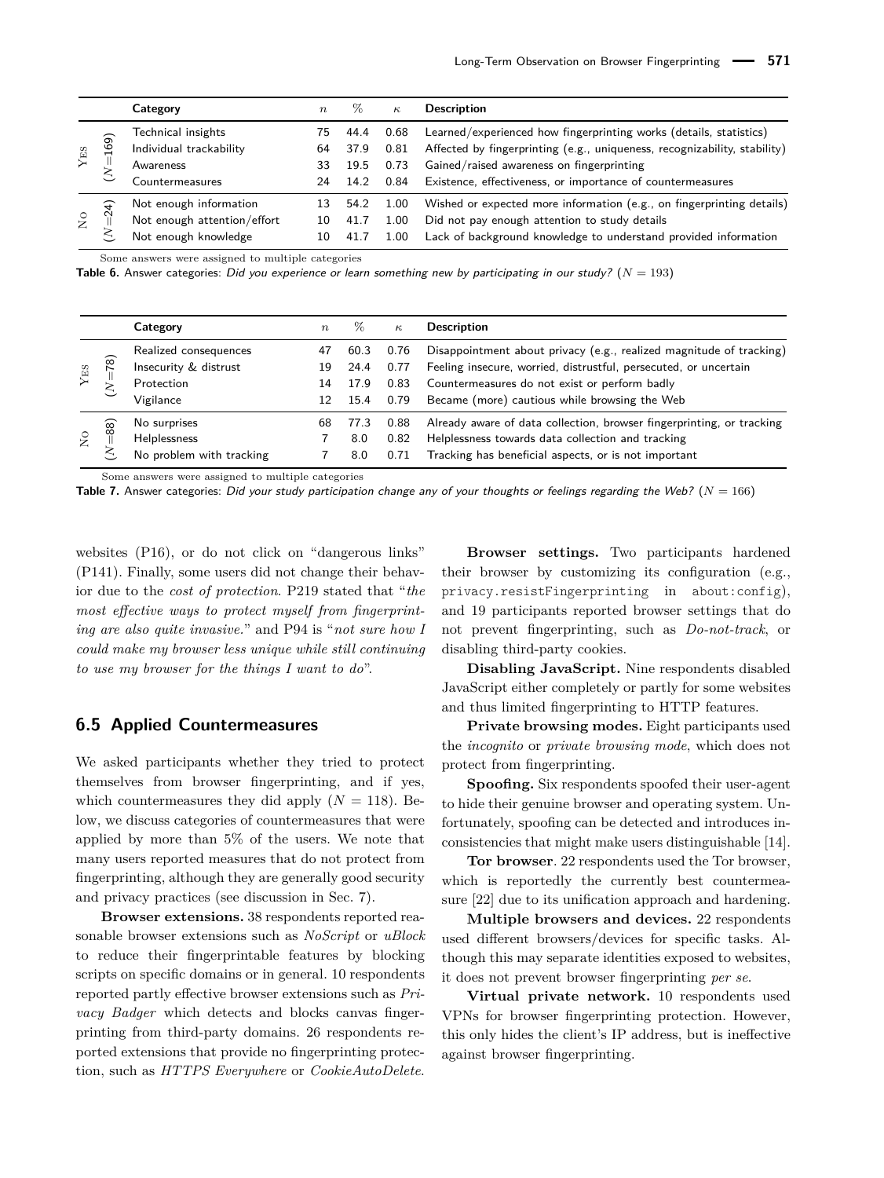| | | Category | $n$ | % | $\kappa$ | Description |
|---|---|---|---|---|---|---|
| Yes | ($N$=169) | Technical insights | 75 | 44.4 | 0.68 | Learned/experienced how fingerprinting works (details, statistics) |
| | | Individual trackability | 64 | 37.9 | 0.81 | Affected by fingerprinting (e.g., uniqueness, recognizability, stability) |
| | | Awareness | 33 | 19.5 | 0.73 | Gained/raised awareness on fingerprinting |
| | | Countermeasures | 24 | 14.2 | 0.84 | Existence, effectiveness, or importance of countermeasures |
| No | ($N$=24) | Not enough information | 13 | 54.2 | 1.00 | Wished or expected more information (e.g., on fingerprinting details) |
| | | Not enough attention/effort | 10 | 41.7 | 1.00 | Did not pay enough attention to study details |
| | | Not enough knowledge | 10 | 41.7 | 1.00 | Lack of background knowledge to understand provided information |

Some answers were assigned to multiple categories

**Table 6.** Answer categories: *Did you experience or learn something new by participating in our study?* ($N = 193$)

| | | Category | $n$ | % | $\kappa$ | Description |
|---|---|---|---|---|---|---|
| Yes | ($N$=78) | Realized consequences | 47 | 60.3 | 0.76 | Disappointment about privacy (e.g., realized magnitude of tracking) |
| | | Insecurity & distrust | 19 | 24.4 | 0.77 | Feeling insecure, worried, distrustful, persecuted, or uncertain |
| | | Protection | 14 | 17.9 | 0.83 | Countermeasures do not exist or perform badly |
| | | Vigilance | 12 | 15.4 | 0.79 | Became (more) cautious while browsing the Web |
| No | ($N$=88) | No surprises | 68 | 77.3 | 0.88 | Already aware of data collection, browser fingerprinting, or tracking |
| | | Helplessness | 7 | 8.0 | 0.82 | Helplessness towards data collection and tracking |
| | | No problem with tracking | 7 | 8.0 | 0.71 | Tracking has beneficial aspects, or is not important |

Some answers were assigned to multiple categories

**Table 7.** Answer categories: *Did your study participation change any of your thoughts or feelings regarding the Web?* ($N = 166$)

websites (P16), or do not click on "dangerous links" (P141). Finally, some users did not change their behavior due to the *cost of protection*. P219 stated that "*the most effective ways to protect myself from fingerprinting are also quite invasive.*" and P94 is "*not sure how I could make my browser less unique while still continuing to use my browser for the things I want to do*".

## 6.5 Applied Countermeasures

We asked participants whether they tried to protect themselves from browser fingerprinting, and if yes, which countermeasures they did apply ($N = 118$). Below, we discuss categories of countermeasures that were applied by more than 5% of the users. We note that many users reported measures that do not protect from fingerprinting, although they are generally good security and privacy practices (see discussion in Sec. 7).

**Browser extensions.** 38 respondents reported reasonable browser extensions such as *NoScript* or *uBlock* to reduce their fingerprintable features by blocking scripts on specific domains or in general. 10 respondents reported partly effective browser extensions such as *Privacy Badger* which detects and blocks canvas fingerprinting from third-party domains. 26 respondents reported extensions that provide no fingerprinting protection, such as *HTTPS Everywhere* or *CookieAutoDelete*.

**Browser settings.** Two participants hardened their browser by customizing its configuration (e.g., `privacy.resistFingerprinting` in `about:config`), and 19 participants reported browser settings that do not prevent fingerprinting, such as *Do-not-track*, or disabling third-party cookies.

**Disabling JavaScript.** Nine respondents disabled JavaScript either completely or partly for some websites and thus limited fingerprinting to HTTP features.

**Private browsing modes.** Eight participants used the *incognito* or *private browsing mode*, which does not protect from fingerprinting.

**Spoofing.** Six respondents spoofed their user-agent to hide their genuine browser and operating system. Unfortunately, spoofing can be detected and introduces inconsistencies that might make users distinguishable [14].

**Tor browser**. 22 respondents used the Tor browser, which is reportedly the currently best countermeasure [22] due to its unification approach and hardening.

**Multiple browsers and devices.** 22 respondents used different browsers/devices for specific tasks. Although this may separate identities exposed to websites, it does not prevent browser fingerprinting *per se*.

**Virtual private network.** 10 respondents used VPNs for browser fingerprinting protection. However, this only hides the client's IP address, but is ineffective against browser fingerprinting.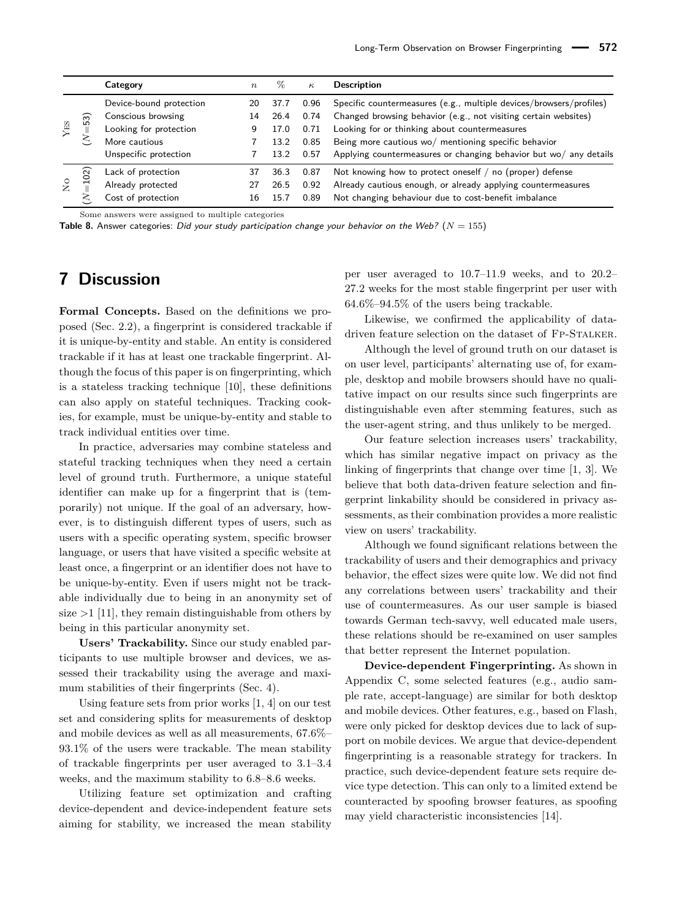| | | Category | $n$ | % | $\kappa$ | Description |
|---|---|---|---|---|---|---|
| Yes | ($N$=53) | Device-bound protection | 20 | 37.7 | 0.96 | Specific countermeasures (e.g., multiple devices/browsers/profiles) |
| | | Conscious browsing | 14 | 26.4 | 0.74 | Changed browsing behavior (e.g., not visiting certain websites) |
| | | Looking for protection | 9 | 17.0 | 0.71 | Looking for or thinking about countermeasures |
| | | More cautious | 7 | 13.2 | 0.85 | Being more cautious wo/ mentioning specific behavior |
| | | Unspecific protection | 7 | 13.2 | 0.57 | Applying countermeasures or changing behavior but wo/ any details |
| No | ($N$=102) | Lack of protection | 37 | 36.3 | 0.87 | Not knowing how to protect oneself / no (proper) defense |
| | | Already protected | 27 | 26.5 | 0.92 | Already cautious enough, or already applying countermeasures |
| | | Cost of protection | 16 | 15.7 | 0.89 | Not changing behaviour due to cost-benefit imbalance |

Some answers were assigned to multiple categories

**Table 8.** Answer categories: *Did your study participation change your behavior on the Web?* ($N = 155$)

## 7 Discussion

**Formal Concepts.** Based on the definitions we proposed (Sec. 2.2), a fingerprint is considered trackable if it is unique-by-entity and stable. An entity is considered trackable if it has at least one trackable fingerprint. Although the focus of this paper is on fingerprinting, which is a stateless tracking technique [10], these definitions can also apply on stateful techniques. Tracking cookies, for example, must be unique-by-entity and stable to track individual entities over time.

In practice, adversaries may combine stateless and stateful tracking techniques when they need a certain level of ground truth. Furthermore, a unique stateful identifier can make up for a fingerprint that is (temporarily) not unique. If the goal of an adversary, however, is to distinguish different types of users, such as users with a specific operating system, specific browser language, or users that have visited a specific website at least once, a fingerprint or an identifier does not have to be unique-by-entity. Even if users might not be trackable individually due to being in an anonymity set of size >1 [11], they remain distinguishable from others by being in this particular anonymity set.

**Users' Trackability.** Since our study enabled participants to use multiple browser and devices, we assessed their trackability using the average and maximum stabilities of their fingerprints (Sec. 4).

Using feature sets from prior works [1, 4] on our test set and considering splits for measurements of desktop and mobile devices as well as all measurements, 67.6%–93.1% of the users were trackable. The mean stability of trackable fingerprints per user averaged to 3.1–3.4 weeks, and the maximum stability to 6.8–8.6 weeks.

Utilizing feature set optimization and crafting device-dependent and device-independent feature sets aiming for stability, we increased the mean stability per user averaged to 10.7–11.9 weeks, and to 20.2–27.2 weeks for the most stable fingerprint per user with 64.6%–94.5% of the users being trackable.

Likewise, we confirmed the applicability of data-driven feature selection on the dataset of Fp-Stalker.

Although the level of ground truth on our dataset is on user level, participants' alternating use of, for example, desktop and mobile browsers should have no qualitative impact on our results since such fingerprints are distinguishable even after stemming features, such as the user-agent string, and thus unlikely to be merged.

Our feature selection increases users' trackability, which has similar negative impact on privacy as the linking of fingerprints that change over time [1, 3]. We believe that both data-driven feature selection and fingerprint linkability should be considered in privacy assessments, as their combination provides a more realistic view on users' trackability.

Although we found significant relations between the trackability of users and their demographics and privacy behavior, the effect sizes were quite low. We did not find any correlations between users' trackability and their use of countermeasures. As our user sample is biased towards German tech-savvy, well educated male users, these relations should be re-examined on user samples that better represent the Internet population.

**Device-dependent Fingerprinting.** As shown in Appendix C, some selected features (e.g., audio sample rate, accept-language) are similar for both desktop and mobile devices. Other features, e.g., based on Flash, were only picked for desktop devices due to lack of support on mobile devices. We argue that device-dependent fingerprinting is a reasonable strategy for trackers. In practice, such device-dependent feature sets require device type detection. This can only to a limited extend be counteracted by spoofing browser features, as spoofing may yield characteristic inconsistencies [14].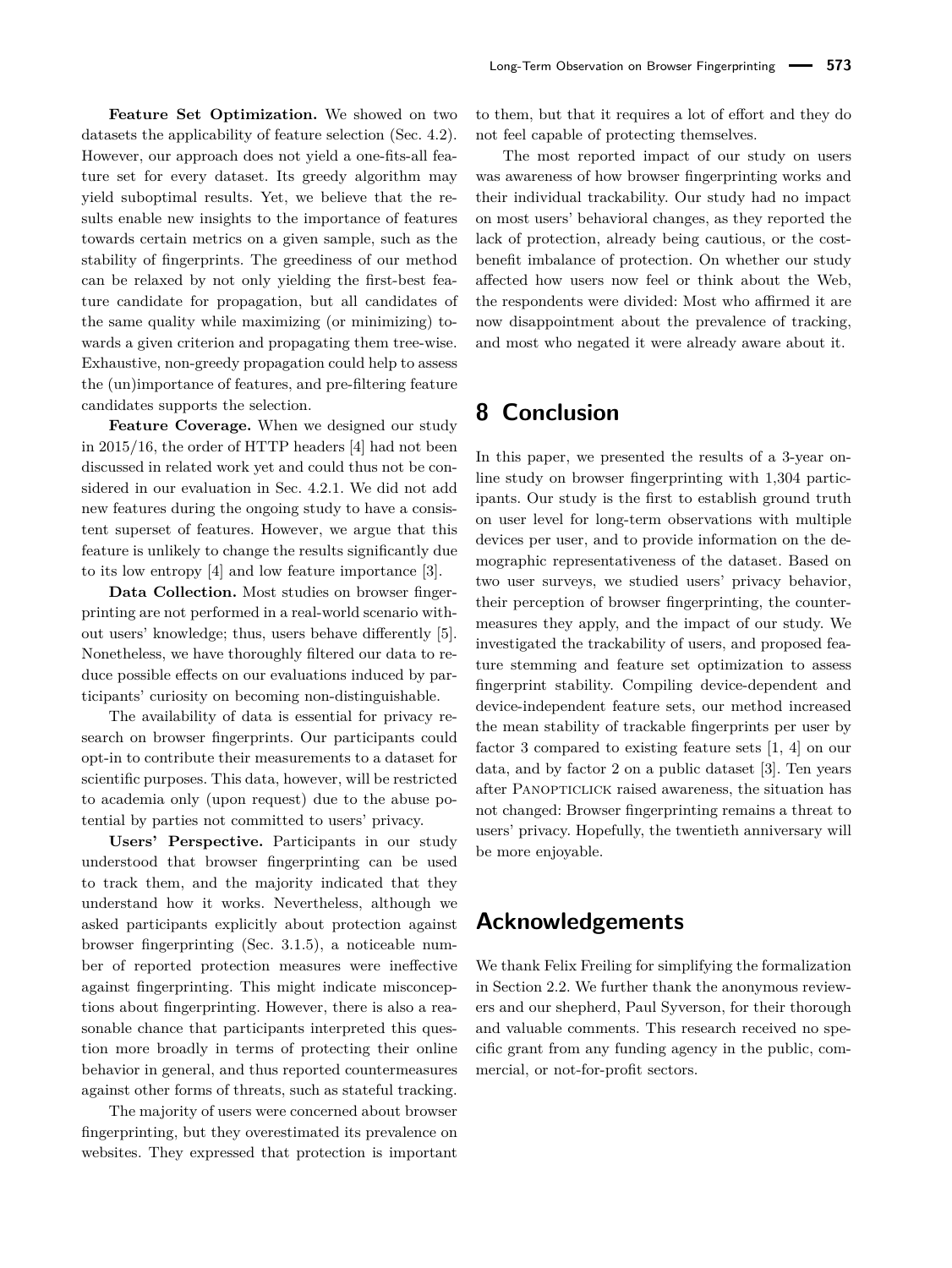**Feature Set Optimization.** We showed on two datasets the applicability of feature selection (Sec. 4.2). However, our approach does not yield a one-fits-all feature set for every dataset. Its greedy algorithm may yield suboptimal results. Yet, we believe that the results enable new insights to the importance of features towards certain metrics on a given sample, such as the stability of fingerprints. The greediness of our method can be relaxed by not only yielding the first-best feature candidate for propagation, but all candidates of the same quality while maximizing (or minimizing) towards a given criterion and propagating them tree-wise. Exhaustive, non-greedy propagation could help to assess the (un)importance of features, and pre-filtering feature candidates supports the selection.

**Feature Coverage.** When we designed our study in 2015/16, the order of HTTP headers [4] had not been discussed in related work yet and could thus not be considered in our evaluation in Sec. 4.2.1. We did not add new features during the ongoing study to have a consistent superset of features. However, we argue that this feature is unlikely to change the results significantly due to its low entropy [4] and low feature importance [3].

**Data Collection.** Most studies on browser fingerprinting are not performed in a real-world scenario without users' knowledge; thus, users behave differently [5]. Nonetheless, we have thoroughly filtered our data to reduce possible effects on our evaluations induced by participants' curiosity on becoming non-distinguishable.

The availability of data is essential for privacy research on browser fingerprints. Our participants could opt-in to contribute their measurements to a dataset for scientific purposes. This data, however, will be restricted to academia only (upon request) due to the abuse potential by parties not committed to users' privacy.

**Users' Perspective.** Participants in our study understood that browser fingerprinting can be used to track them, and the majority indicated that they understand how it works. Nevertheless, although we asked participants explicitly about protection against browser fingerprinting (Sec. 3.1.5), a noticeable number of reported protection measures were ineffective against fingerprinting. This might indicate misconceptions about fingerprinting. However, there is also a reasonable chance that participants interpreted this question more broadly in terms of protecting their online behavior in general, and thus reported countermeasures against other forms of threats, such as stateful tracking.

The majority of users were concerned about browser fingerprinting, but they overestimated its prevalence on websites. They expressed that protection is important to them, but that it requires a lot of effort and they do not feel capable of protecting themselves.

The most reported impact of our study on users was awareness of how browser fingerprinting works and their individual trackability. Our study had no impact on most users' behavioral changes, as they reported the lack of protection, already being cautious, or the cost-benefit imbalance of protection. On whether our study affected how users now feel or think about the Web, the respondents were divided: Most who affirmed it are now disappointment about the prevalence of tracking, and most who negated it were already aware about it.

# 8 Conclusion

In this paper, we presented the results of a 3-year online study on browser fingerprinting with 1,304 participants. Our study is the first to establish ground truth on user level for long-term observations with multiple devices per user, and to provide information on the demographic representativeness of the dataset. Based on two user surveys, we studied users' privacy behavior, their perception of browser fingerprinting, the countermeasures they apply, and the impact of our study. We investigated the trackability of users, and proposed feature stemming and feature set optimization to assess fingerprint stability. Compiling device-dependent and device-independent feature sets, our method increased the mean stability of trackable fingerprints per user by factor 3 compared to existing feature sets [1, 4] on our data, and by factor 2 on a public dataset [3]. Ten years after Panopticlick raised awareness, the situation has not changed: Browser fingerprinting remains a threat to users' privacy. Hopefully, the twentieth anniversary will be more enjoyable.

# Acknowledgements

We thank Felix Freiling for simplifying the formalization in Section 2.2. We further thank the anonymous reviewers and our shepherd, Paul Syverson, for their thorough and valuable comments. This research received no specific grant from any funding agency in the public, commercial, or not-for-profit sectors.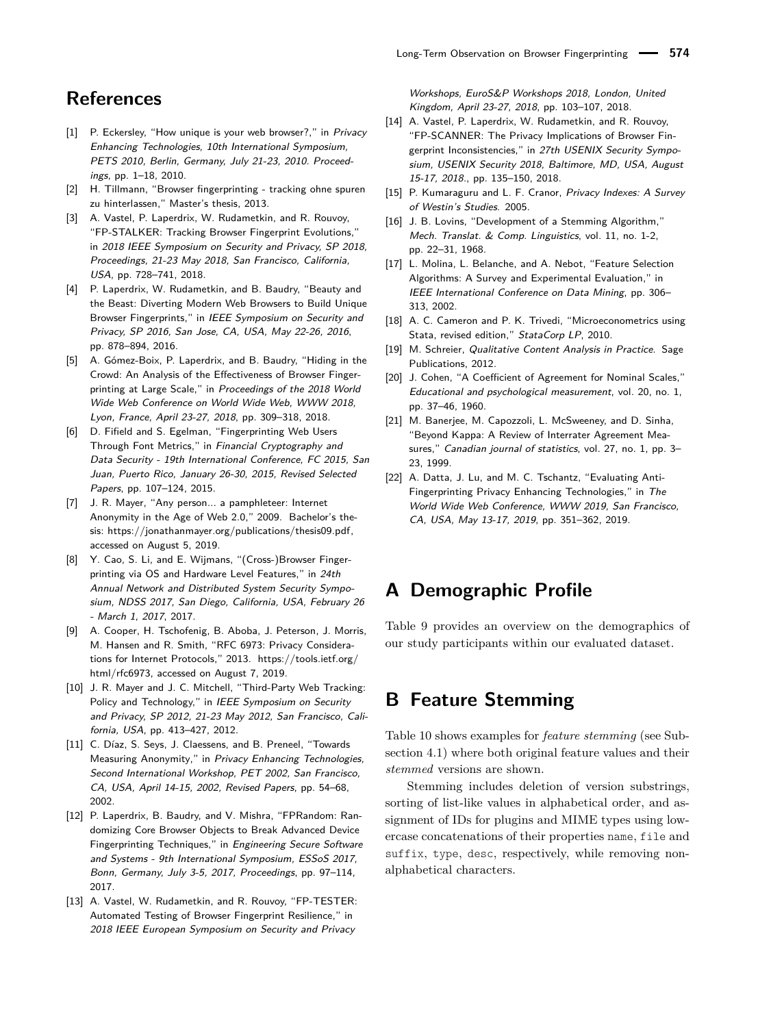## References

[1] P. Eckersley, "How unique is your web browser?," in *Privacy Enhancing Technologies, 10th International Symposium, PETS 2010, Berlin, Germany, July 21-23, 2010. Proceedings*, pp. 1–18, 2010.

[2] H. Tillmann, "Browser fingerprinting - tracking ohne spuren zu hinterlassen," Master's thesis, 2013.

[3] A. Vastel, P. Laperdrix, W. Rudametkin, and R. Rouvoy, "FP-STALKER: Tracking Browser Fingerprint Evolutions," in *2018 IEEE Symposium on Security and Privacy, SP 2018, Proceedings, 21-23 May 2018, San Francisco, California, USA*, pp. 728–741, 2018.

[4] P. Laperdrix, W. Rudametkin, and B. Baudry, "Beauty and the Beast: Diverting Modern Web Browsers to Build Unique Browser Fingerprints," in *IEEE Symposium on Security and Privacy, SP 2016, San Jose, CA, USA, May 22-26, 2016*, pp. 878–894, 2016.

[5] A. Gómez-Boix, P. Laperdrix, and B. Baudry, "Hiding in the Crowd: An Analysis of the Effectiveness of Browser Fingerprinting at Large Scale," in *Proceedings of the 2018 World Wide Web Conference on World Wide Web, WWW 2018, Lyon, France, April 23-27, 2018*, pp. 309–318, 2018.

[6] D. Fifield and S. Egelman, "Fingerprinting Web Users Through Font Metrics," in *Financial Cryptography and Data Security - 19th International Conference, FC 2015, San Juan, Puerto Rico, January 26-30, 2015, Revised Selected Papers*, pp. 107–124, 2015.

[7] J. R. Mayer, "Any person... a pamphleteer: Internet Anonymity in the Age of Web 2.0," 2009. Bachelor's thesis: https://jonathanmayer.org/publications/thesis09.pdf, accessed on August 5, 2019.

[8] Y. Cao, S. Li, and E. Wijmans, "(Cross-)Browser Fingerprinting via OS and Hardware Level Features," in *24th Annual Network and Distributed System Security Symposium, NDSS 2017, San Diego, California, USA, February 26 - March 1, 2017*, 2017.

[9] A. Cooper, H. Tschofenig, B. Aboba, J. Peterson, J. Morris, M. Hansen and R. Smith, "RFC 6973: Privacy Considerations for Internet Protocols," 2013. https://tools.ietf.org/html/rfc6973, accessed on August 7, 2019.

[10] J. R. Mayer and J. C. Mitchell, "Third-Party Web Tracking: Policy and Technology," in *IEEE Symposium on Security and Privacy, SP 2012, 21-23 May 2012, San Francisco, California, USA*, pp. 413–427, 2012.

[11] C. Díaz, S. Seys, J. Claessens, and B. Preneel, "Towards Measuring Anonymity," in *Privacy Enhancing Technologies, Second International Workshop, PET 2002, San Francisco, CA, USA, April 14-15, 2002, Revised Papers*, pp. 54–68, 2002.

[12] P. Laperdrix, B. Baudry, and V. Mishra, "FPRandom: Randomizing Core Browser Objects to Break Advanced Device Fingerprinting Techniques," in *Engineering Secure Software and Systems - 9th International Symposium, ESSoS 2017, Bonn, Germany, July 3-5, 2017, Proceedings*, pp. 97–114, 2017.

[13] A. Vastel, W. Rudametkin, and R. Rouvoy, "FP-TESTER: Automated Testing of Browser Fingerprint Resilience," in *2018 IEEE European Symposium on Security and Privacy Workshops, EuroS&P Workshops 2018, London, United Kingdom, April 23-27, 2018*, pp. 103–107, 2018.

[14] A. Vastel, P. Laperdrix, W. Rudametkin, and R. Rouvoy, "FP-SCANNER: The Privacy Implications of Browser Fingerprint Inconsistencies," in *27th USENIX Security Symposium, USENIX Security 2018, Baltimore, MD, USA, August 15-17, 2018.*, pp. 135–150, 2018.

[15] P. Kumaraguru and L. F. Cranor, *Privacy Indexes: A Survey of Westin's Studies*. 2005.

[16] J. B. Lovins, "Development of a Stemming Algorithm," *Mech. Translat. & Comp. Linguistics*, vol. 11, no. 1-2, pp. 22–31, 1968.

[17] L. Molina, L. Belanche, and A. Nebot, "Feature Selection Algorithms: A Survey and Experimental Evaluation," in *IEEE International Conference on Data Mining*, pp. 306–313, 2002.

[18] A. C. Cameron and P. K. Trivedi, "Microeconometrics using Stata, revised edition," *StataCorp LP*, 2010.

[19] M. Schreier, *Qualitative Content Analysis in Practice*. Sage Publications, 2012.

[20] J. Cohen, "A Coefficient of Agreement for Nominal Scales," *Educational and psychological measurement*, vol. 20, no. 1, pp. 37–46, 1960.

[21] M. Banerjee, M. Capozzoli, L. McSweeney, and D. Sinha, "Beyond Kappa: A Review of Interrater Agreement Measures," *Canadian journal of statistics*, vol. 27, no. 1, pp. 3–23, 1999.

[22] A. Datta, J. Lu, and M. C. Tschantz, "Evaluating Anti-Fingerprinting Privacy Enhancing Technologies," in *The World Wide Web Conference, WWW 2019, San Francisco, CA, USA, May 13-17, 2019*, pp. 351–362, 2019.

# A Demographic Profile

Table 9 provides an overview on the demographics of our study participants within our evaluated dataset.

# B Feature Stemming

Table 10 shows examples for *feature stemming* (see Subsection 4.1) where both original feature values and their *stemmed* versions are shown.

Stemming includes deletion of version substrings, sorting of list-like values in alphabetical order, and assignment of IDs for plugins and MIME types using lowercase concatenations of their properties `name`, `file` and `suffix`, `type`, `desc`, respectively, while removing non-alphabetical characters.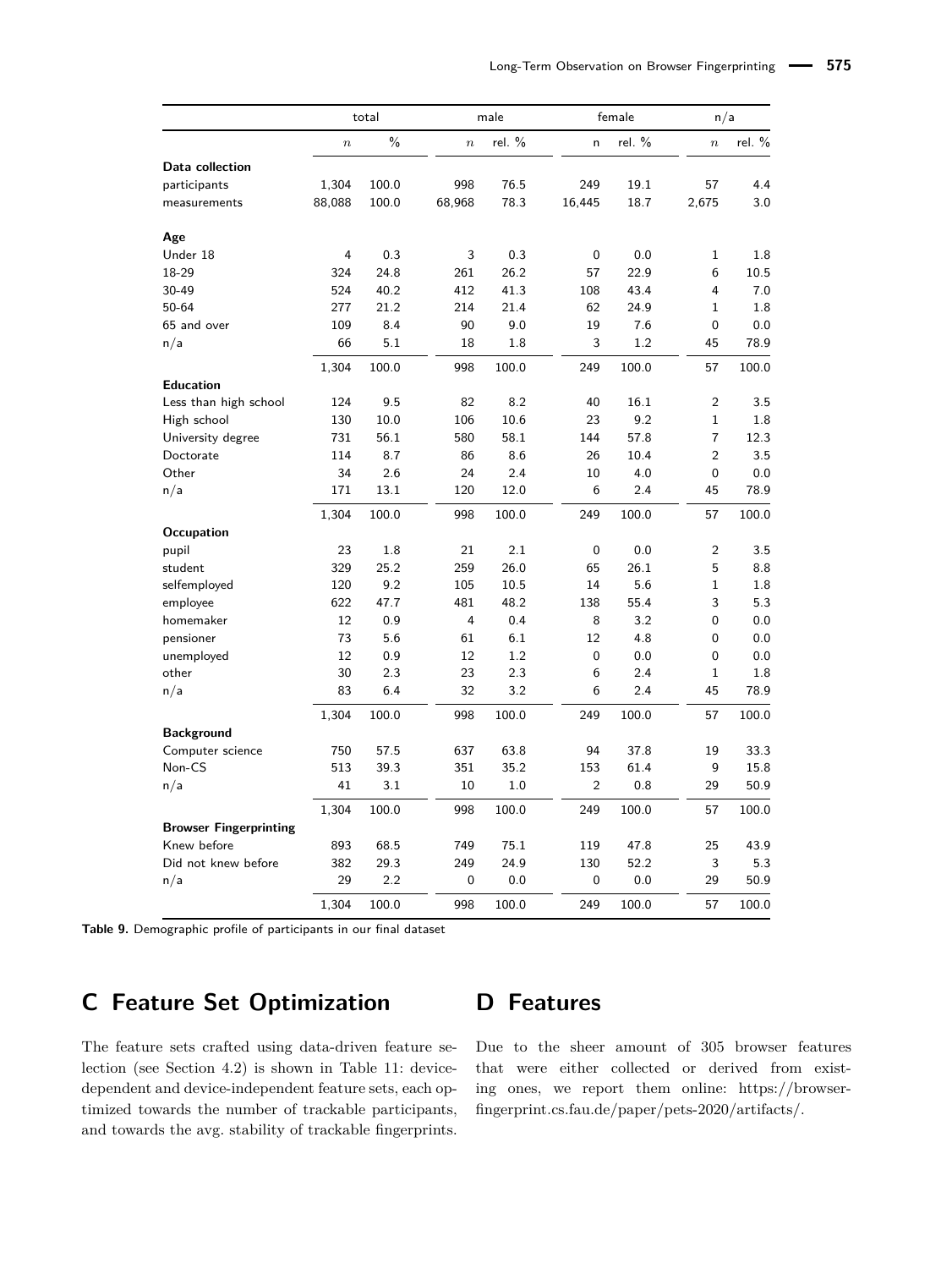| | total | | male | | female | | n/a | |
|---|---|---|---|---|---|---|---|---|
| | $n$ | % | $n$ | rel. % | n | rel. % | $n$ | rel. % |
| **Data collection** | | | | | | | | |
| participants | 1,304 | 100.0 | 998 | 76.5 | 249 | 19.1 | 57 | 4.4 |
| measurements | 88,088 | 100.0 | 68,968 | 78.3 | 16,445 | 18.7 | 2,675 | 3.0 |
| **Age** | | | | | | | | |
| Under 18 | 4 | 0.3 | 3 | 0.3 | 0 | 0.0 | 1 | 1.8 |
| 18-29 | 324 | 24.8 | 261 | 26.2 | 57 | 22.9 | 6 | 10.5 |
| 30-49 | 524 | 40.2 | 412 | 41.3 | 108 | 43.4 | 4 | 7.0 |
| 50-64 | 277 | 21.2 | 214 | 21.4 | 62 | 24.9 | 1 | 1.8 |
| 65 and over | 109 | 8.4 | 90 | 9.0 | 19 | 7.6 | 0 | 0.0 |
| n/a | 66 | 5.1 | 18 | 1.8 | 3 | 1.2 | 45 | 78.9 |
| | 1,304 | 100.0 | 998 | 100.0 | 249 | 100.0 | 57 | 100.0 |
| **Education** | | | | | | | | |
| Less than high school | 124 | 9.5 | 82 | 8.2 | 40 | 16.1 | 2 | 3.5 |
| High school | 130 | 10.0 | 106 | 10.6 | 23 | 9.2 | 1 | 1.8 |
| University degree | 731 | 56.1 | 580 | 58.1 | 144 | 57.8 | 7 | 12.3 |
| Doctorate | 114 | 8.7 | 86 | 8.6 | 26 | 10.4 | 2 | 3.5 |
| Other | 34 | 2.6 | 24 | 2.4 | 10 | 4.0 | 0 | 0.0 |
| n/a | 171 | 13.1 | 120 | 12.0 | 6 | 2.4 | 45 | 78.9 |
| | 1,304 | 100.0 | 998 | 100.0 | 249 | 100.0 | 57 | 100.0 |
| **Occupation** | | | | | | | | |
| pupil | 23 | 1.8 | 21 | 2.1 | 0 | 0.0 | 2 | 3.5 |
| student | 329 | 25.2 | 259 | 26.0 | 65 | 26.1 | 5 | 8.8 |
| selfemployed | 120 | 9.2 | 105 | 10.5 | 14 | 5.6 | 1 | 1.8 |
| employee | 622 | 47.7 | 481 | 48.2 | 138 | 55.4 | 3 | 5.3 |
| homemaker | 12 | 0.9 | 4 | 0.4 | 8 | 3.2 | 0 | 0.0 |
| pensioner | 73 | 5.6 | 61 | 6.1 | 12 | 4.8 | 0 | 0.0 |
| unemployed | 12 | 0.9 | 12 | 1.2 | 0 | 0.0 | 0 | 0.0 |
| other | 30 | 2.3 | 23 | 2.3 | 6 | 2.4 | 1 | 1.8 |
| n/a | 83 | 6.4 | 32 | 3.2 | 6 | 2.4 | 45 | 78.9 |
| | 1,304 | 100.0 | 998 | 100.0 | 249 | 100.0 | 57 | 100.0 |
| **Background** | | | | | | | | |
| Computer science | 750 | 57.5 | 637 | 63.8 | 94 | 37.8 | 19 | 33.3 |
| Non-CS | 513 | 39.3 | 351 | 35.2 | 153 | 61.4 | 9 | 15.8 |
| n/a | 41 | 3.1 | 10 | 1.0 | 2 | 0.8 | 29 | 50.9 |
| | 1,304 | 100.0 | 998 | 100.0 | 249 | 100.0 | 57 | 100.0 |
| **Browser Fingerprinting** | | | | | | | | |
| Knew before | 893 | 68.5 | 749 | 75.1 | 119 | 47.8 | 25 | 43.9 |
| Did not knew before | 382 | 29.3 | 249 | 24.9 | 130 | 52.2 | 3 | 5.3 |
| n/a | 29 | 2.2 | 0 | 0.0 | 0 | 0.0 | 29 | 50.9 |
| | 1,304 | 100.0 | 998 | 100.0 | 249 | 100.0 | 57 | 100.0 |

**Table 9.** Demographic profile of participants in our final dataset

# C Feature Set Optimization

The feature sets crafted using data-driven feature selection (see Section 4.2) is shown in Table 11: device-dependent and device-independent feature sets, each optimized towards the number of trackable participants, and towards the avg. stability of trackable fingerprints.

# D Features

Due to the sheer amount of 305 browser features that were either collected or derived from existing ones, we report them online: https://browser-fingerprint.cs.fau.de/paper/pets-2020/artifacts/.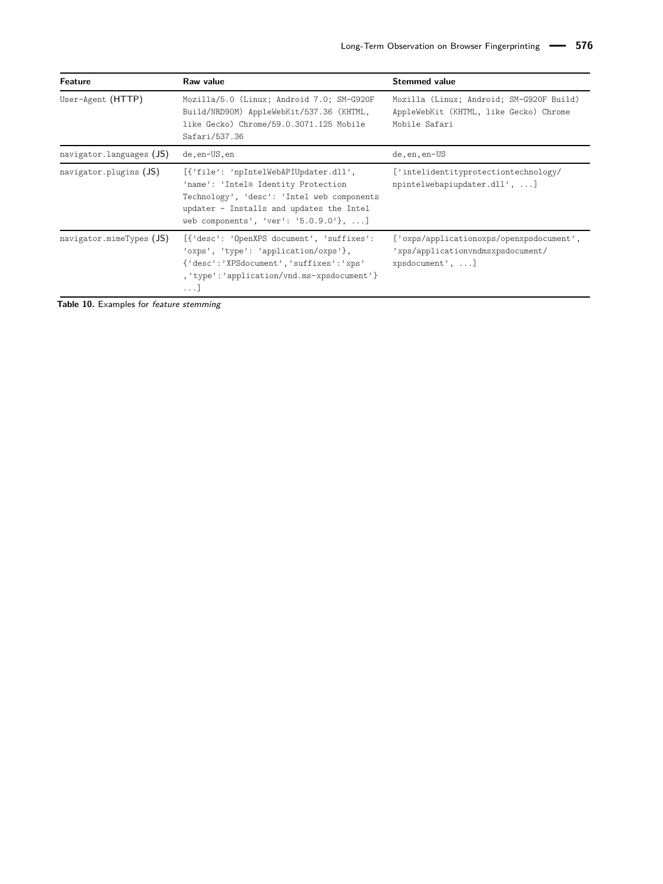| Feature | Raw value | Stemmed value |
| --- | --- | --- |
| User-Agent (HTTP) | Mozilla/5.0 (Linux; Android 7.0; SM-G920F Build/NRD90M) AppleWebKit/537.36 (KHTML, like Gecko) Chrome/59.0.3071.125 Mobile Safari/537.36 | Mozilla (Linux; Android; SM-G920F Build) AppleWebKit (KHTML, like Gecko) Chrome Mobile Safari |
| navigator.languages (JS) | de,en-US,en | de,en,en-US |
| navigator.plugins (JS) | [{'file': 'npIntelWebAPIUpdater.dll', 'name': 'Intel® Identity Protection Technology', 'desc': 'Intel web components updater - Installs and updates the Intel web components', 'ver': '5.0.9.0'}, ...] | ['intelidentityprotectiontechnology/npintelwebapiupdater.dll', ...] |
| navigator.mimeTypes (JS) | [{'desc': 'OpenXPS document', 'suffixes': 'oxps', 'type': 'application/oxps'}, {'desc':'XPSdocument','suffixes':'xps','type':'application/vnd.ms-xpsdocument'} ...] | ['oxps/applicationoxps/openxpsdocument', 'xps/applicationvndmsxpsdocument/xpsdocument', ...] |

**Table 10.** Examples for *feature stemming*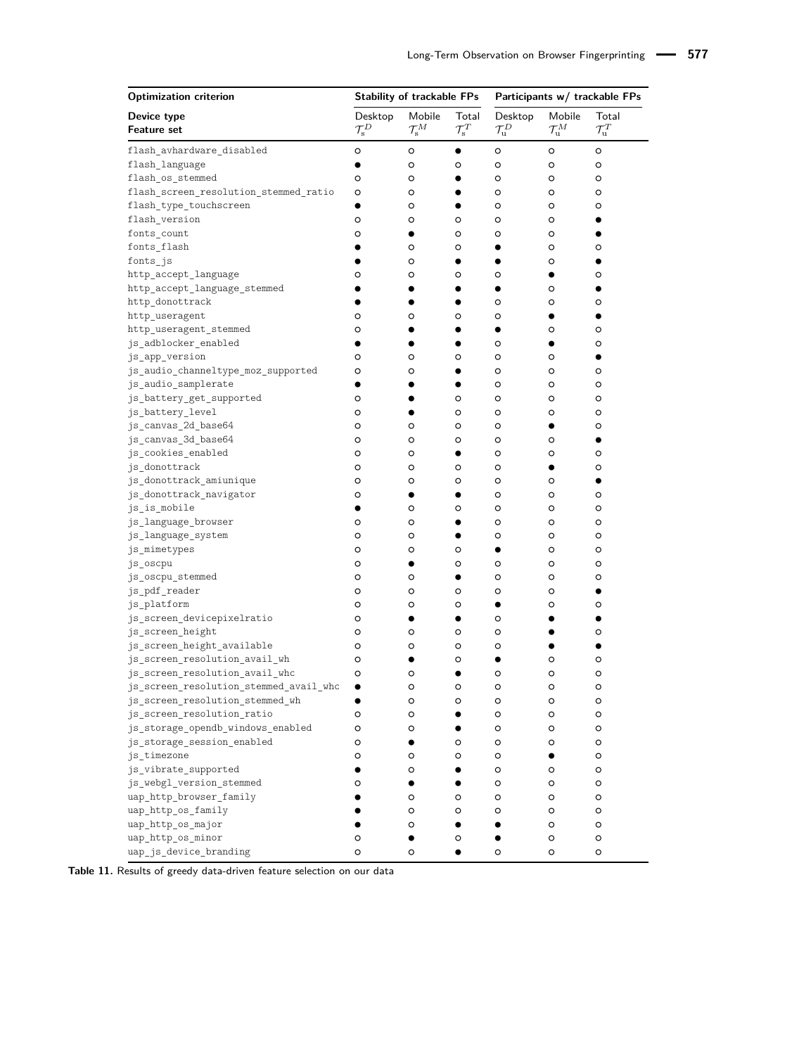| Optimization criterion | Stability of trackable FPs | | | Participants w/ trackable FPs | | |
|---|---|---|---|---|---|---|
| Device type | Desktop | Mobile | Total | Desktop | Mobile | Total |
| Feature set | $\mathcal{T}_s^D$ | $\mathcal{T}_s^M$ | $\mathcal{T}_s^T$ | $\mathcal{T}_u^D$ | $\mathcal{T}_u^M$ | $\mathcal{T}_u^T$ |
| flash_avhardware_disabled | ○ | ○ | ● | ○ | ○ | ○ |
| flash_language | ● | ○ | ○ | ○ | ○ | ○ |
| flash_os_stemmed | ○ | ○ | ● | ○ | ○ | ○ |
| flash_screen_resolution_stemmed_ratio | ○ | ○ | ● | ○ | ○ | ○ |
| flash_type_touchscreen | ● | ○ | ● | ○ | ○ | ○ |
| flash_version | ○ | ○ | ○ | ○ | ○ | ● |
| fonts_count | ○ | ● | ○ | ○ | ○ | ● |
| fonts_flash | ● | ○ | ○ | ● | ○ | ○ |
| fonts_js | ● | ○ | ● | ● | ○ | ● |
| http_accept_language | ○ | ○ | ○ | ○ | ● | ○ |
| http_accept_language_stemmed | ● | ● | ● | ● | ○ | ● |
| http_donottrack | ● | ● | ● | ○ | ○ | ○ |
| http_useragent | ○ | ○ | ○ | ○ | ● | ● |
| http_useragent_stemmed | ○ | ● | ● | ● | ○ | ○ |
| js_adblocker_enabled | ● | ● | ● | ○ | ● | ○ |
| js_app_version | ○ | ○ | ○ | ○ | ○ | ● |
| js_audio_channeltype_moz_supported | ○ | ○ | ● | ○ | ○ | ○ |
| js_audio_samplerate | ● | ● | ● | ○ | ○ | ○ |
| js_battery_get_supported | ○ | ● | ○ | ○ | ○ | ○ |
| js_battery_level | ○ | ● | ○ | ○ | ○ | ○ |
| js_canvas_2d_base64 | ○ | ○ | ○ | ○ | ● | ○ |
| js_canvas_3d_base64 | ○ | ○ | ○ | ○ | ○ | ● |
| js_cookies_enabled | ○ | ○ | ● | ○ | ○ | ○ |
| js_donottrack | ○ | ○ | ○ | ○ | ● | ○ |
| js_donottrack_amiunique | ○ | ○ | ○ | ○ | ○ | ● |
| js_donottrack_navigator | ○ | ● | ● | ○ | ○ | ○ |
| js_is_mobile | ● | ○ | ○ | ○ | ○ | ○ |
| js_language_browser | ○ | ○ | ● | ○ | ○ | ○ |
| js_language_system | ○ | ○ | ● | ○ | ○ | ○ |
| js_mimetypes | ○ | ○ | ○ | ● | ○ | ○ |
| js_oscpu | ○ | ● | ○ | ○ | ○ | ○ |
| js_oscpu_stemmed | ○ | ○ | ● | ○ | ○ | ○ |
| js_pdf_reader | ○ | ○ | ○ | ○ | ○ | ● |
| js_platform | ○ | ○ | ○ | ● | ○ | ○ |
| js_screen_devicepixelratio | ○ | ● | ● | ○ | ● | ● |
| js_screen_height | ○ | ○ | ○ | ○ | ● | ○ |
| js_screen_height_available | ○ | ○ | ○ | ○ | ● | ● |
| js_screen_resolution_avail_wh | ○ | ● | ○ | ● | ○ | ○ |
| js_screen_resolution_avail_whc | ○ | ○ | ● | ○ | ○ | ○ |
| js_screen_resolution_stemmed_avail_whc | ● | ○ | ○ | ○ | ○ | ○ |
| js_screen_resolution_stemmed_wh | ● | ○ | ○ | ○ | ○ | ○ |
| js_screen_resolution_ratio | ○ | ○ | ● | ○ | ○ | ○ |
| js_storage_opendb_windows_enabled | ○ | ○ | ● | ○ | ○ | ○ |
| js_storage_session_enabled | ○ | ● | ○ | ○ | ○ | ○ |
| js_timezone | ○ | ○ | ○ | ○ | ● | ○ |
| js_vibrate_supported | ● | ○ | ● | ○ | ○ | ○ |
| js_webgl_version_stemmed | ○ | ● | ● | ○ | ○ | ○ |
| uap_http_browser_family | ● | ○ | ○ | ○ | ○ | ○ |
| uap_http_os_family | ● | ○ | ○ | ○ | ○ | ○ |
| uap_http_os_major | ● | ○ | ● | ● | ○ | ○ |
| uap_http_os_minor | ○ | ● | ○ | ● | ○ | ○ |
| uap_js_device_branding | ○ | ○ | ● | ○ | ○ | ○ |

**Table 11.** Results of greedy data-driven feature selection on our data